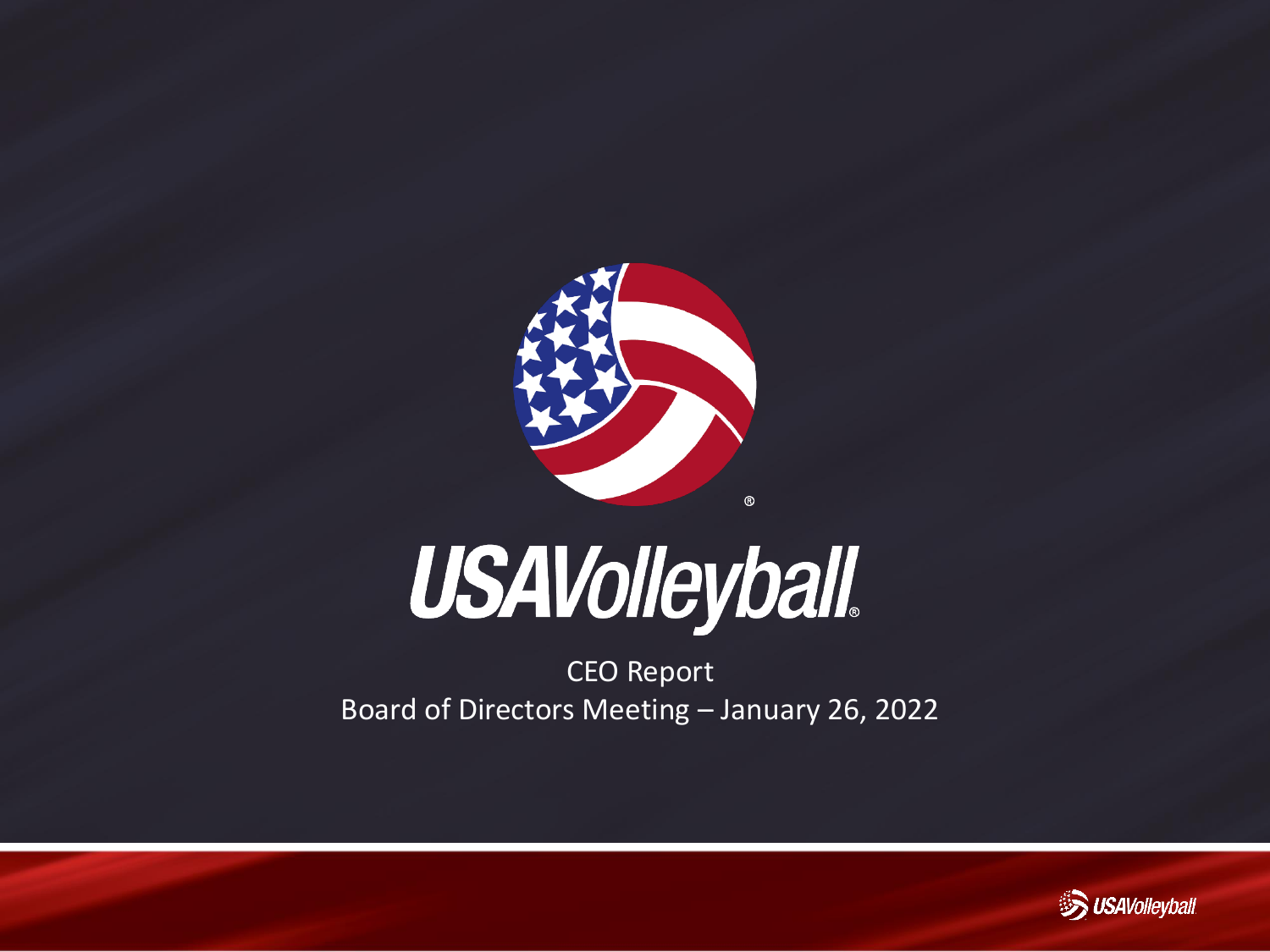# USAVolleyball

CEO Report

Board of Directors Meeting – January 26, 2022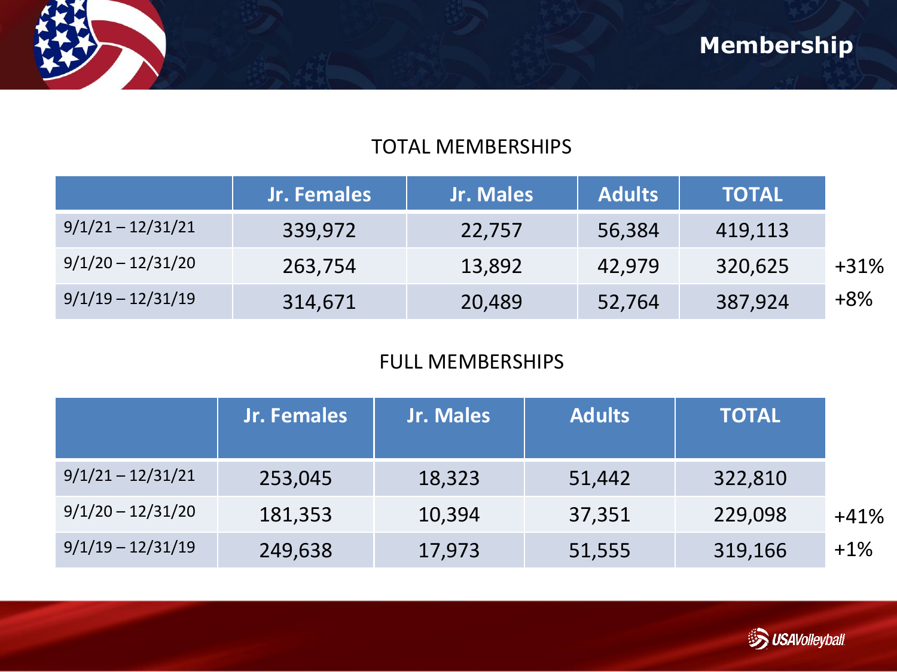# Membership

## TOTAL MEMBERSHIPS

| | Jr. Females | Jr. Males | Adults | TOTAL | |
|---|---|---|---|---|---|
| 9/1/21 – 12/31/21 | 339,972 | 22,757 | 56,384 | 419,113 | |
| 9/1/20 – 12/31/20 | 263,754 | 13,892 | 42,979 | 320,625 | +31% |
| 9/1/19 – 12/31/19 | 314,671 | 20,489 | 52,764 | 387,924 | +8% |

## FULL MEMBERSHIPS

| | Jr. Females | Jr. Males | Adults | TOTAL | |
|---|---|---|---|---|---|
| 9/1/21 – 12/31/21 | 253,045 | 18,323 | 51,442 | 322,810 | |
| 9/1/20 – 12/31/20 | 181,353 | 10,394 | 37,351 | 229,098 | +41% |
| 9/1/19 – 12/31/19 | 249,638 | 17,973 | 51,555 | 319,166 | +1% |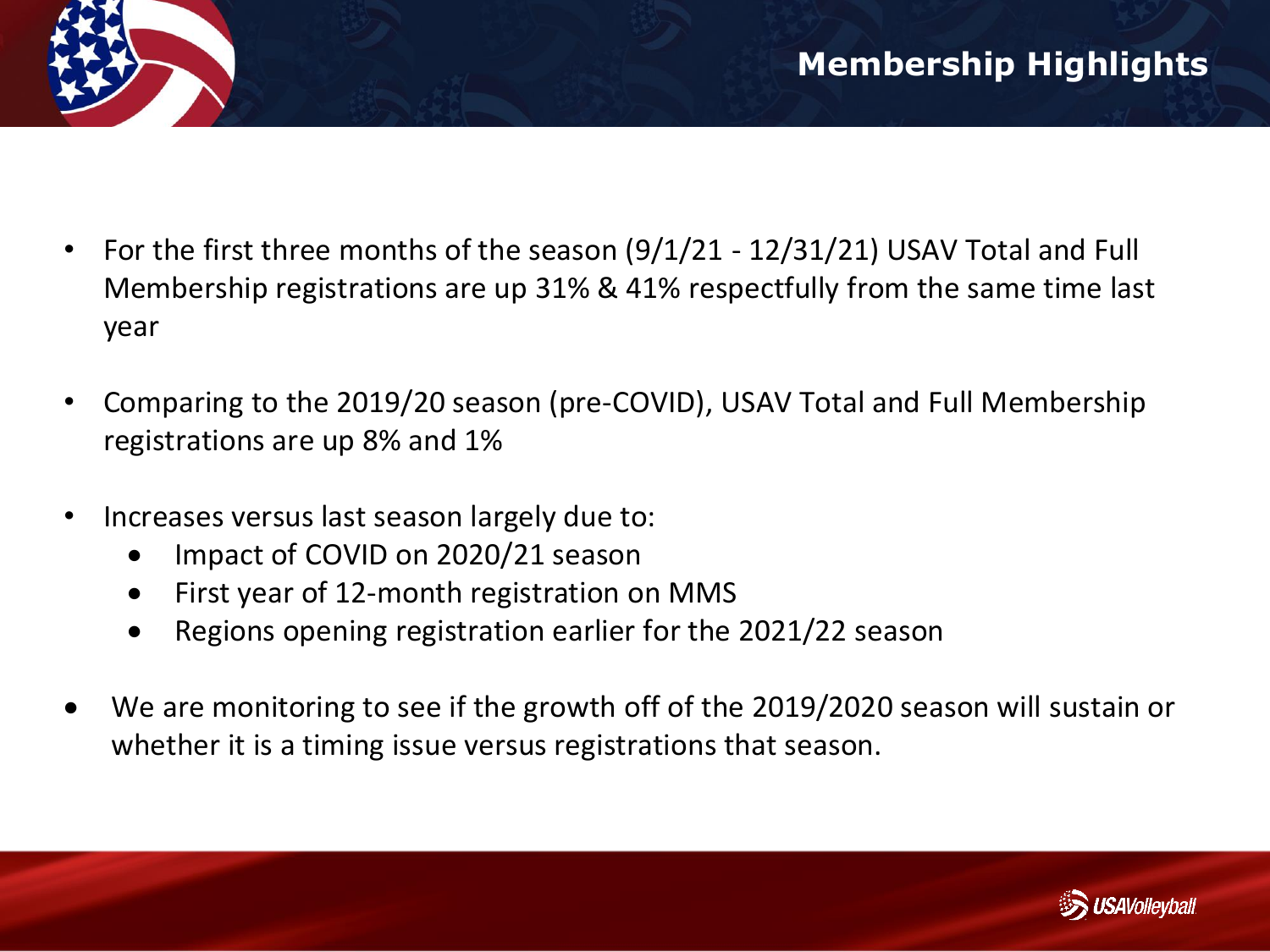# Membership Highlights

- For the first three months of the season (9/1/21 - 12/31/21) USAV Total and Full Membership registrations are up 31% & 41% respectfully from the same time last year
- Comparing to the 2019/20 season (pre-COVID), USAV Total and Full Membership registrations are up 8% and 1%
- Increases versus last season largely due to:
  - Impact of COVID on 2020/21 season
  - First year of 12-month registration on MMS
  - Regions opening registration earlier for the 2021/22 season
- We are monitoring to see if the growth off of the 2019/2020 season will sustain or whether it is a timing issue versus registrations that season.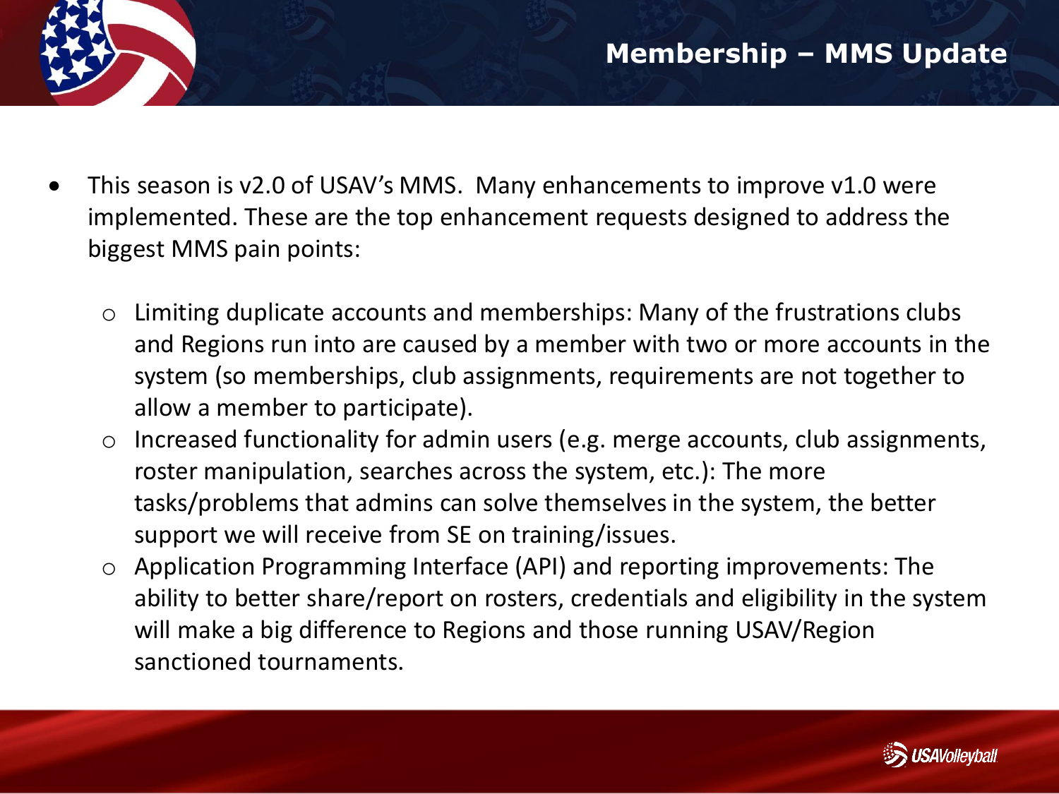## Membership – MMS Update

- This season is v2.0 of USAV's MMS. Many enhancements to improve v1.0 were implemented. These are the top enhancement requests designed to address the biggest MMS pain points:
  - Limiting duplicate accounts and memberships: Many of the frustrations clubs and Regions run into are caused by a member with two or more accounts in the system (so memberships, club assignments, requirements are not together to allow a member to participate).
  - Increased functionality for admin users (e.g. merge accounts, club assignments, roster manipulation, searches across the system, etc.): The more tasks/problems that admins can solve themselves in the system, the better support we will receive from SE on training/issues.
  - Application Programming Interface (API) and reporting improvements: The ability to better share/report on rosters, credentials and eligibility in the system will make a big difference to Regions and those running USAV/Region sanctioned tournaments.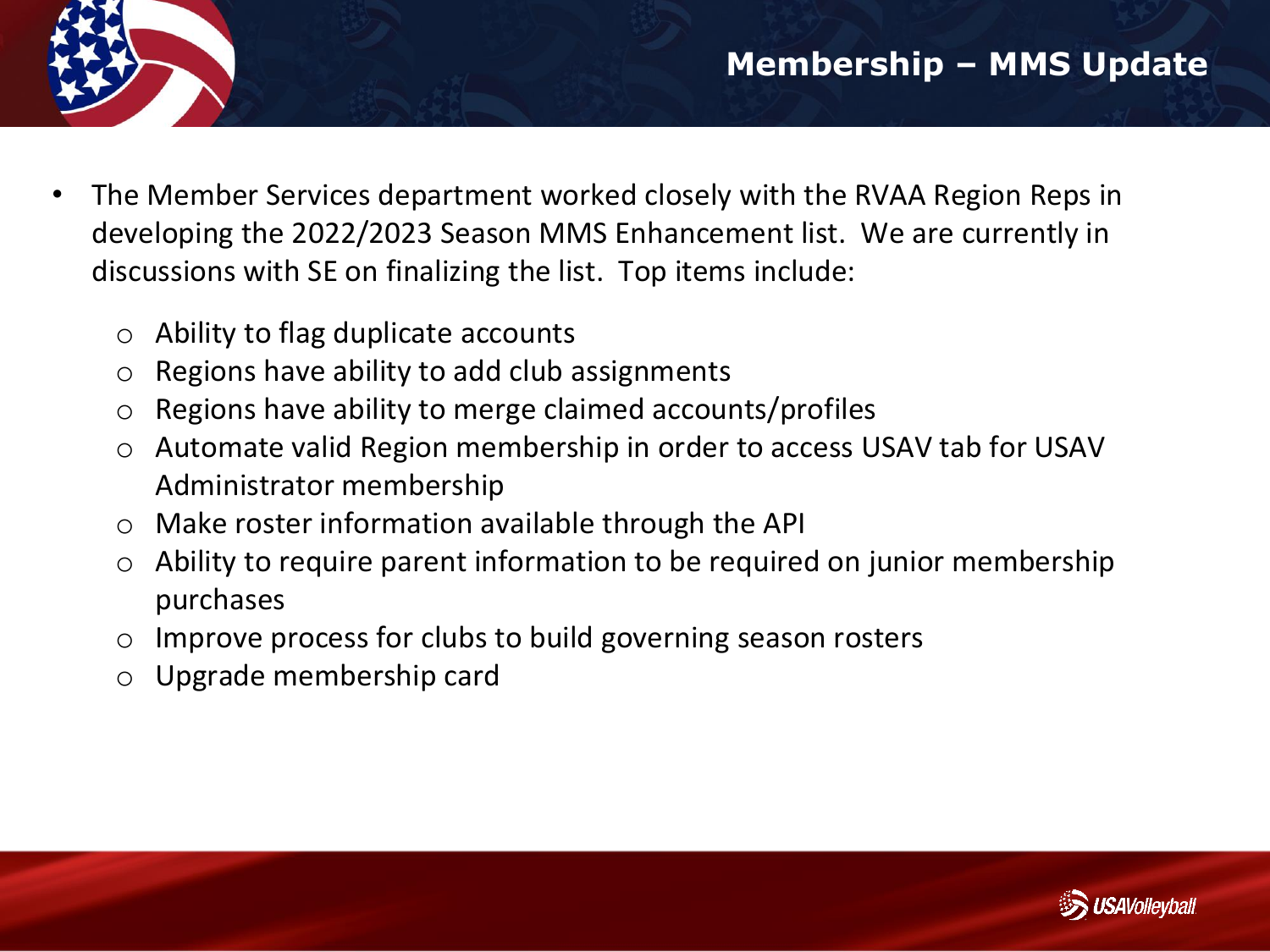# Membership – MMS Update

- The Member Services department worked closely with the RVAA Region Reps in developing the 2022/2023 Season MMS Enhancement list. We are currently in discussions with SE on finalizing the list. Top items include:
  - Ability to flag duplicate accounts
  - Regions have ability to add club assignments
  - Regions have ability to merge claimed accounts/profiles
  - Automate valid Region membership in order to access USAV tab for USAV Administrator membership
  - Make roster information available through the API
  - Ability to require parent information to be required on junior membership purchases
  - Improve process for clubs to build governing season rosters
  - Upgrade membership card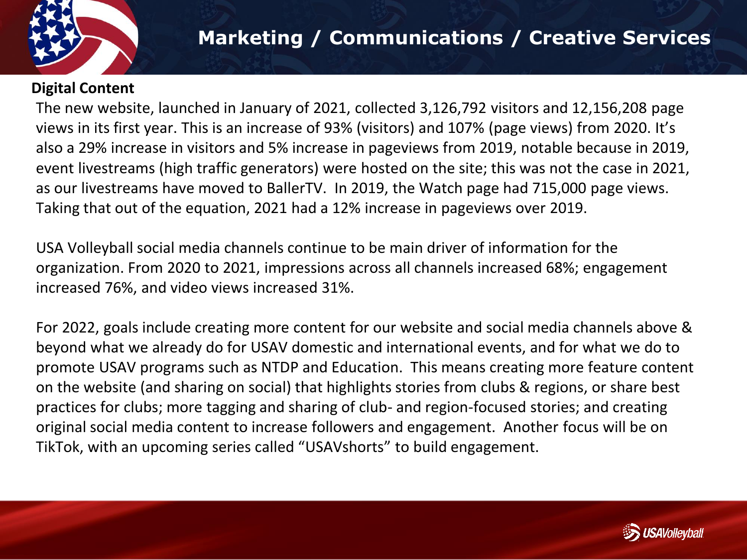# Marketing / Communications / Creative Services

**Digital Content**

The new website, launched in January of 2021, collected 3,126,792 visitors and 12,156,208 page views in its first year. This is an increase of 93% (visitors) and 107% (page views) from 2020. It's also a 29% increase in visitors and 5% increase in pageviews from 2019, notable because in 2019, event livestreams (high traffic generators) were hosted on the site; this was not the case in 2021, as our livestreams have moved to BallerTV. In 2019, the Watch page had 715,000 page views. Taking that out of the equation, 2021 had a 12% increase in pageviews over 2019.

USA Volleyball social media channels continue to be main driver of information for the organization. From 2020 to 2021, impressions across all channels increased 68%; engagement increased 76%, and video views increased 31%.

For 2022, goals include creating more content for our website and social media channels above & beyond what we already do for USAV domestic and international events, and for what we do to promote USAV programs such as NTDP and Education. This means creating more feature content on the website (and sharing on social) that highlights stories from clubs & regions, or share best practices for clubs; more tagging and sharing of club- and region-focused stories; and creating original social media content to increase followers and engagement. Another focus will be on TikTok, with an upcoming series called "USAVshorts" to build engagement.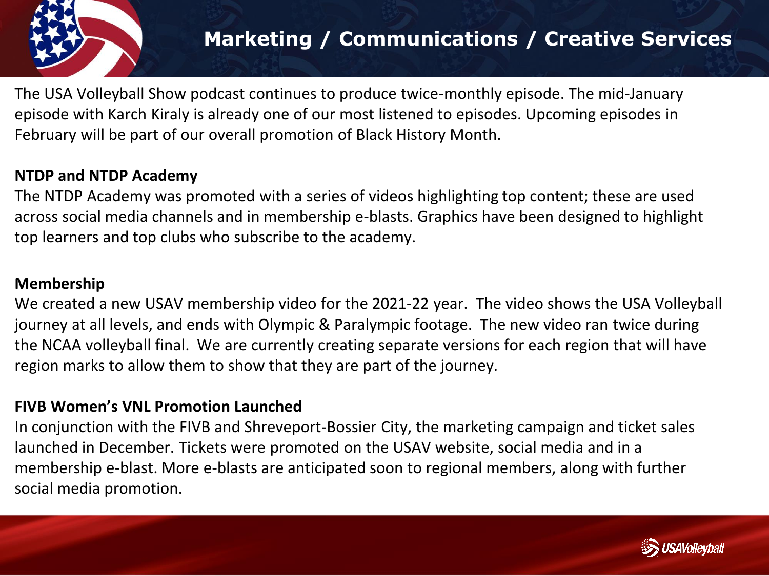# Marketing / Communications / Creative Services

The USA Volleyball Show podcast continues to produce twice-monthly episode. The mid-January episode with Karch Kiraly is already one of our most listened to episodes. Upcoming episodes in February will be part of our overall promotion of Black History Month.

**NTDP and NTDP Academy**

The NTDP Academy was promoted with a series of videos highlighting top content; these are used across social media channels and in membership e-blasts. Graphics have been designed to highlight top learners and top clubs who subscribe to the academy.

**Membership**

We created a new USAV membership video for the 2021-22 year. The video shows the USA Volleyball journey at all levels, and ends with Olympic & Paralympic footage. The new video ran twice during the NCAA volleyball final. We are currently creating separate versions for each region that will have region marks to allow them to show that they are part of the journey.

**FIVB Women's VNL Promotion Launched**

In conjunction with the FIVB and Shreveport-Bossier City, the marketing campaign and ticket sales launched in December. Tickets were promoted on the USAV website, social media and in a membership e-blast. More e-blasts are anticipated soon to regional members, along with further social media promotion.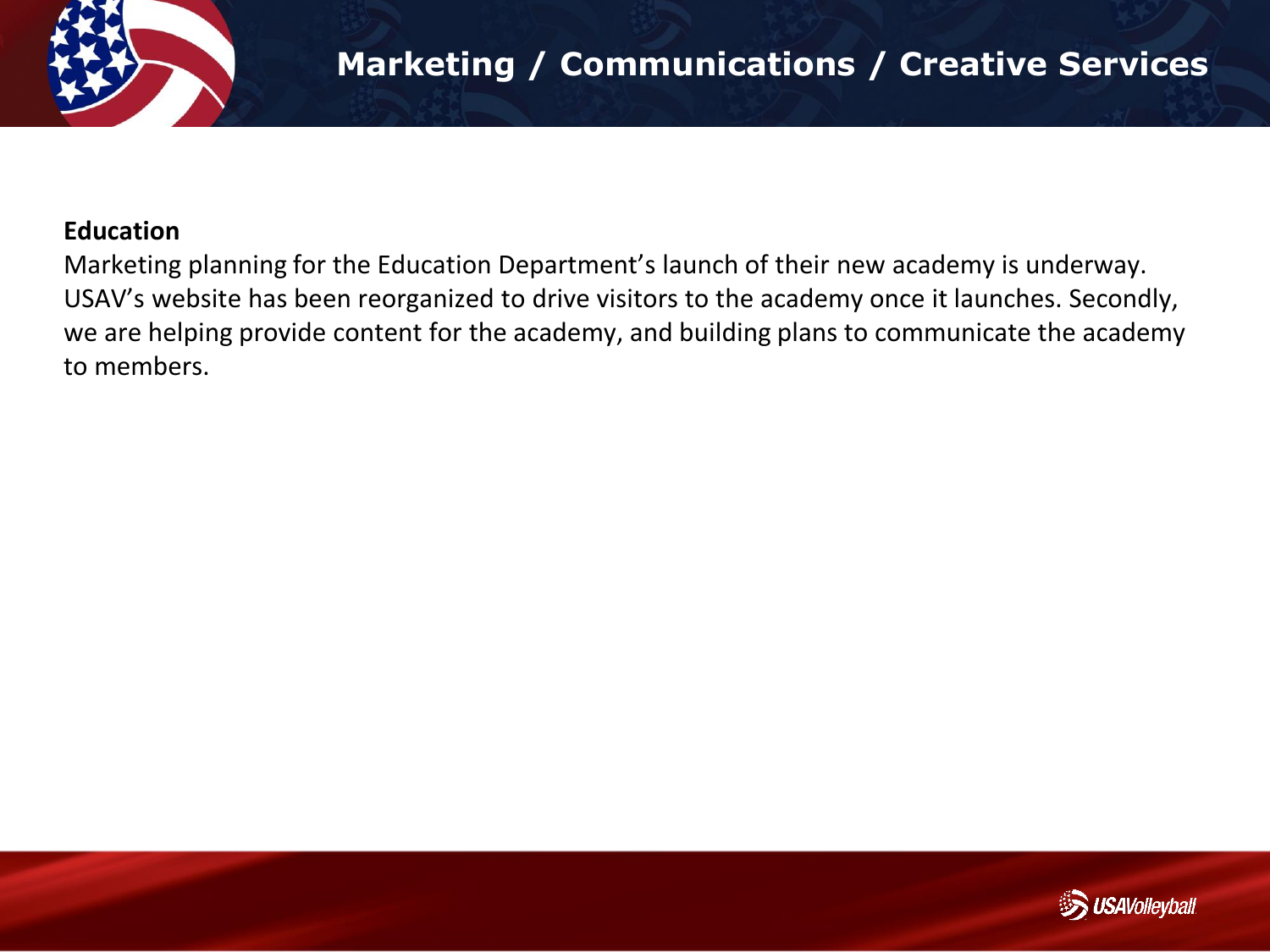# Marketing / Communications / Creative Services

**Education**

Marketing planning for the Education Department's launch of their new academy is underway. USAV's website has been reorganized to drive visitors to the academy once it launches. Secondly, we are helping provide content for the academy, and building plans to communicate the academy to members.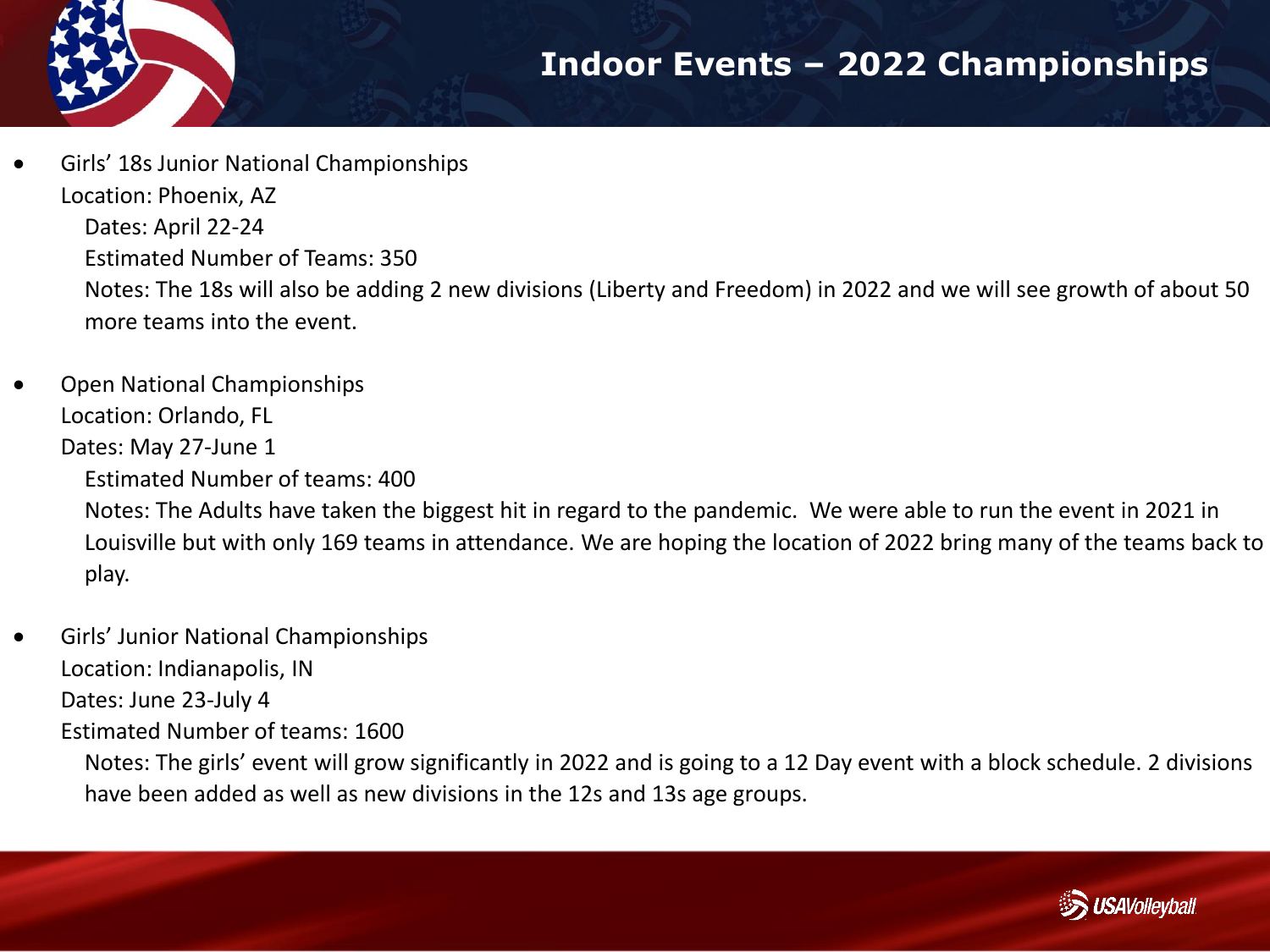# Indoor Events – 2022 Championships

- Girls' 18s Junior National Championships
  Location: Phoenix, AZ
  Dates: April 22-24
  Estimated Number of Teams: 350
  Notes: The 18s will also be adding 2 new divisions (Liberty and Freedom) in 2022 and we will see growth of about 50 more teams into the event.

- Open National Championships
  Location: Orlando, FL
  Dates: May 27-June 1
  Estimated Number of teams: 400
  Notes: The Adults have taken the biggest hit in regard to the pandemic. We were able to run the event in 2021 in Louisville but with only 169 teams in attendance. We are hoping the location of 2022 bring many of the teams back to play.

- Girls' Junior National Championships
  Location: Indianapolis, IN
  Dates: June 23-July 4
  Estimated Number of teams: 1600
  Notes: The girls' event will grow significantly in 2022 and is going to a 12 Day event with a block schedule. 2 divisions have been added as well as new divisions in the 12s and 13s age groups.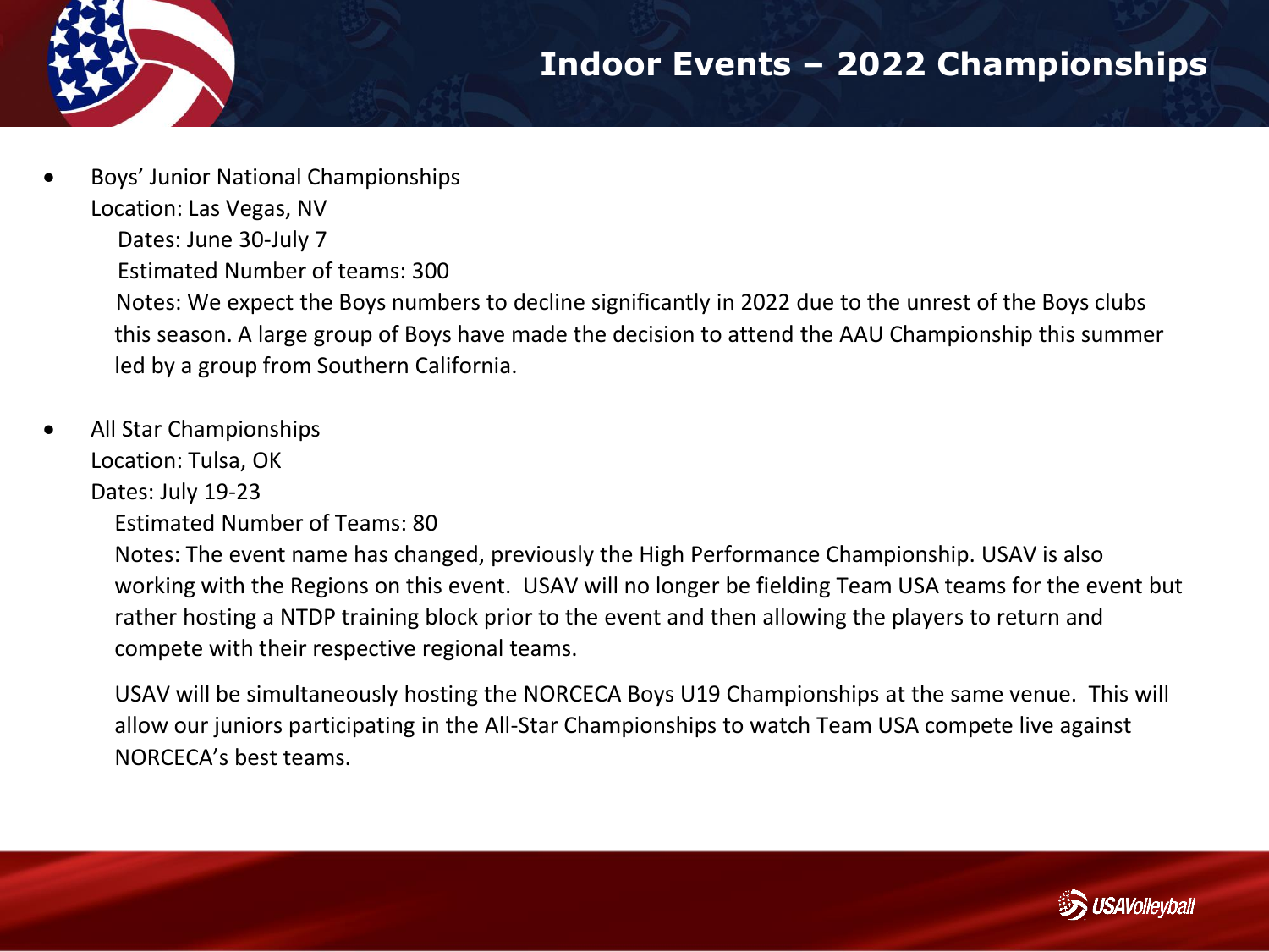# Indoor Events – 2022 Championships

- Boys' Junior National Championships
  Location: Las Vegas, NV
  Dates: June 30-July 7
  Estimated Number of teams: 300
  Notes: We expect the Boys numbers to decline significantly in 2022 due to the unrest of the Boys clubs this season. A large group of Boys have made the decision to attend the AAU Championship this summer led by a group from Southern California.

- All Star Championships
  Location: Tulsa, OK
  Dates: July 19-23
  Estimated Number of Teams: 80
  Notes: The event name has changed, previously the High Performance Championship. USAV is also working with the Regions on this event. USAV will no longer be fielding Team USA teams for the event but rather hosting a NTDP training block prior to the event and then allowing the players to return and compete with their respective regional teams.

  USAV will be simultaneously hosting the NORCECA Boys U19 Championships at the same venue. This will allow our juniors participating in the All-Star Championships to watch Team USA compete live against NORCECA's best teams.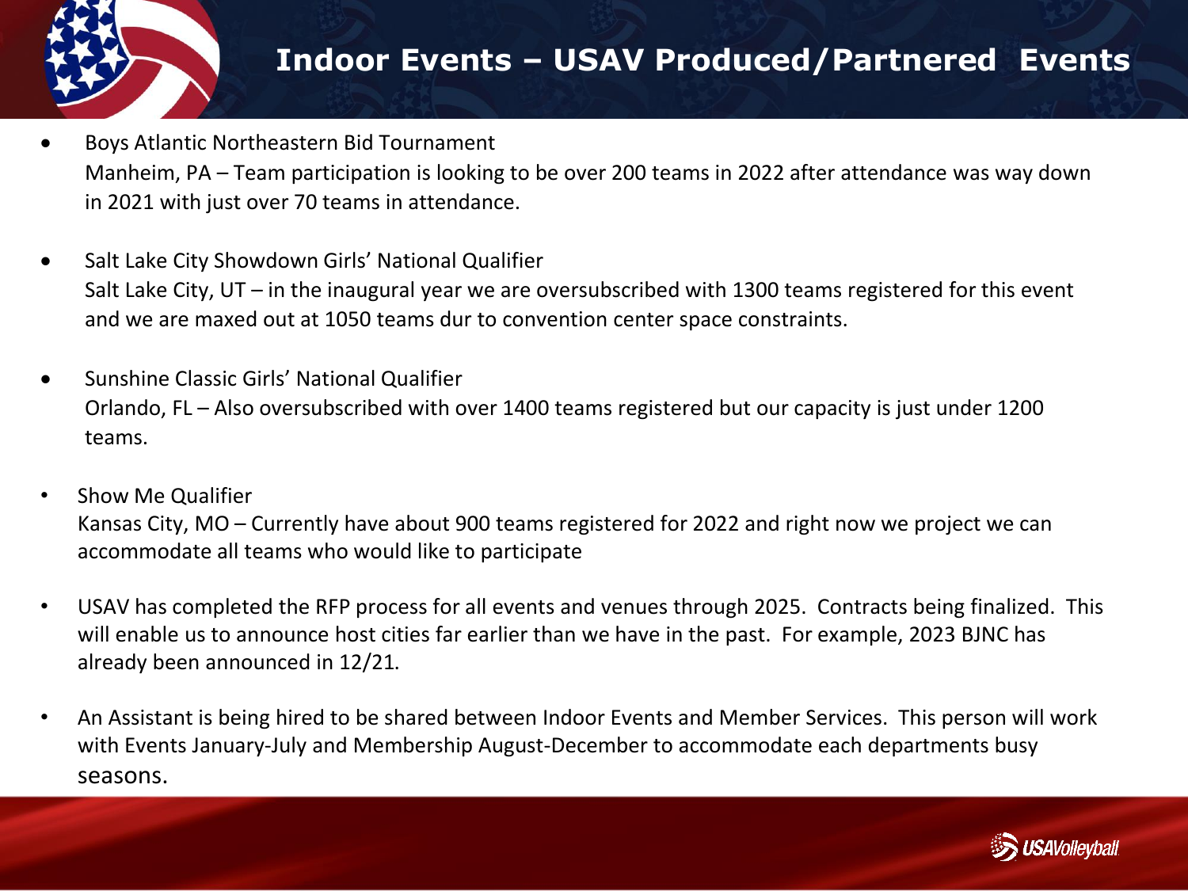# Indoor Events – USAV Produced/Partnered Events

- Boys Atlantic Northeastern Bid Tournament
  Manheim, PA – Team participation is looking to be over 200 teams in 2022 after attendance was way down in 2021 with just over 70 teams in attendance.

- Salt Lake City Showdown Girls' National Qualifier
  Salt Lake City, UT – in the inaugural year we are oversubscribed with 1300 teams registered for this event and we are maxed out at 1050 teams dur to convention center space constraints.

- Sunshine Classic Girls' National Qualifier
  Orlando, FL – Also oversubscribed with over 1400 teams registered but our capacity is just under 1200 teams.

- Show Me Qualifier
  Kansas City, MO – Currently have about 900 teams registered for 2022 and right now we project we can accommodate all teams who would like to participate

- USAV has completed the RFP process for all events and venues through 2025. Contracts being finalized. This will enable us to announce host cities far earlier than we have in the past. For example, 2023 BJNC has already been announced in 12/21.

- An Assistant is being hired to be shared between Indoor Events and Member Services. This person will work with Events January-July and Membership August-December to accommodate each departments busy seasons.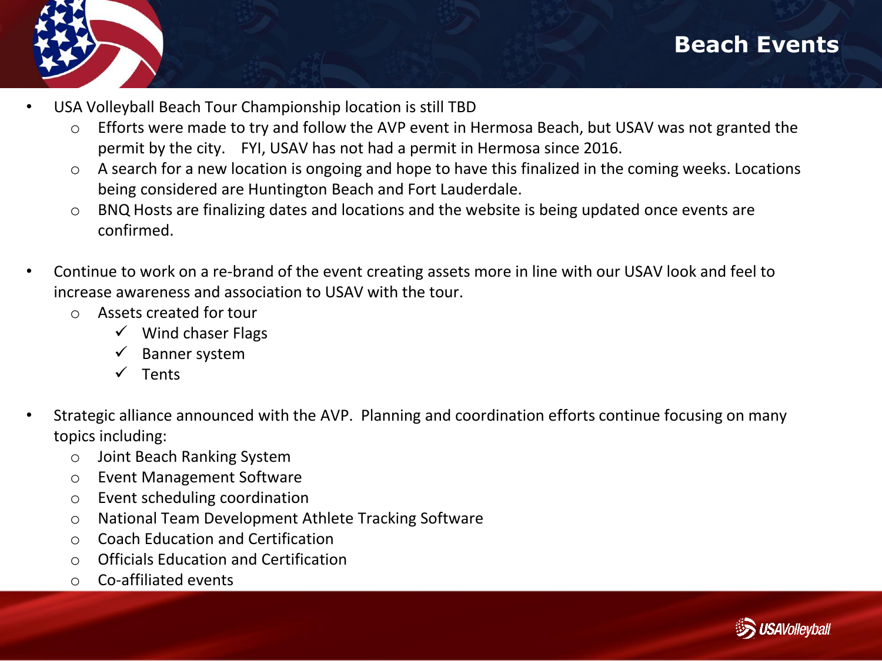# Beach Events

- USA Volleyball Beach Tour Championship location is still TBD
  - Efforts were made to try and follow the AVP event in Hermosa Beach, but USAV was not granted the permit by the city. FYI, USAV has not had a permit in Hermosa since 2016.
  - A search for a new location is ongoing and hope to have this finalized in the coming weeks. Locations being considered are Huntington Beach and Fort Lauderdale.
  - BNQ Hosts are finalizing dates and locations and the website is being updated once events are confirmed.

- Continue to work on a re-brand of the event creating assets more in line with our USAV look and feel to increase awareness and association to USAV with the tour.
  - Assets created for tour
    - ✓ Wind chaser Flags
    - ✓ Banner system
    - ✓ Tents

- Strategic alliance announced with the AVP. Planning and coordination efforts continue focusing on many topics including:
  - Joint Beach Ranking System
  - Event Management Software
  - Event scheduling coordination
  - National Team Development Athlete Tracking Software
  - Coach Education and Certification
  - Officials Education and Certification
  - Co-affiliated events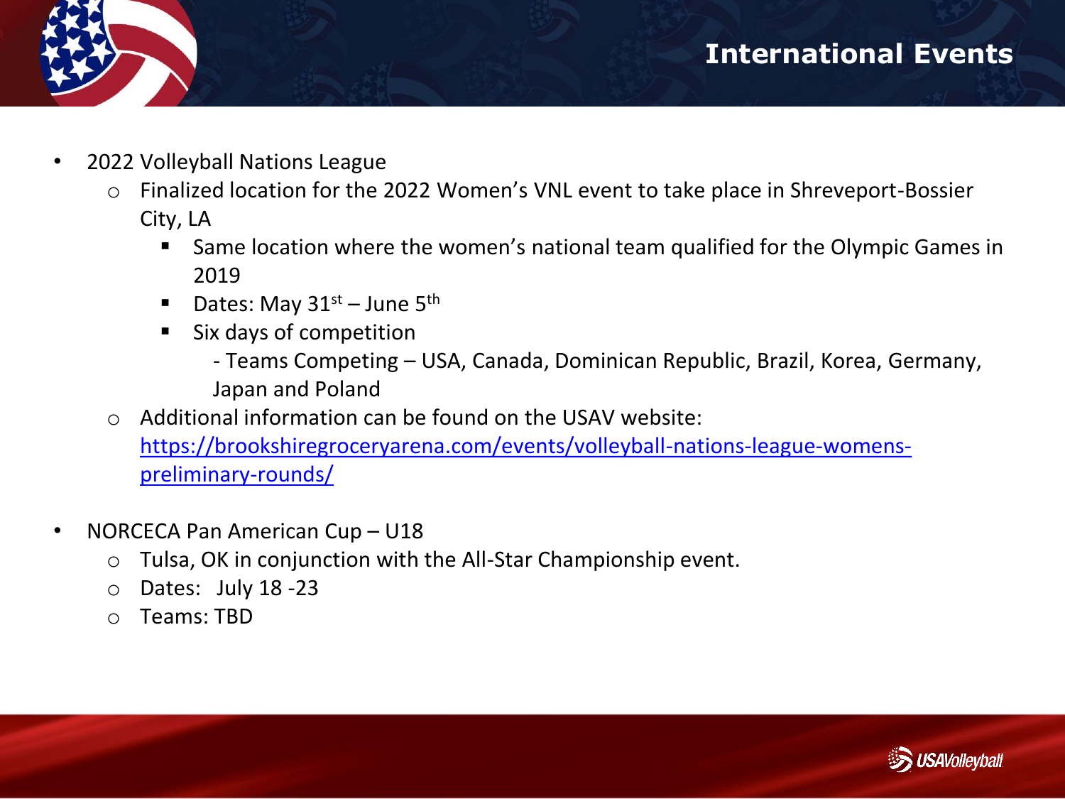# International Events

- 2022 Volleyball Nations League
  - Finalized location for the 2022 Women's VNL event to take place in Shreveport-Bossier City, LA
    - Same location where the women's national team qualified for the Olympic Games in 2019
    - Dates: May 31st – June 5th
    - Six days of competition
      - Teams Competing – USA, Canada, Dominican Republic, Brazil, Korea, Germany, Japan and Poland
  - Additional information can be found on the USAV website: [https://brookshiregroceryarena.com/events/volleyball-nations-league-womens-preliminary-rounds/](https://brookshiregroceryarena.com/events/volleyball-nations-league-womens-preliminary-rounds/)

- NORCECA Pan American Cup – U18
  - Tulsa, OK in conjunction with the All-Star Championship event.
  - Dates: July 18 -23
  - Teams: TBD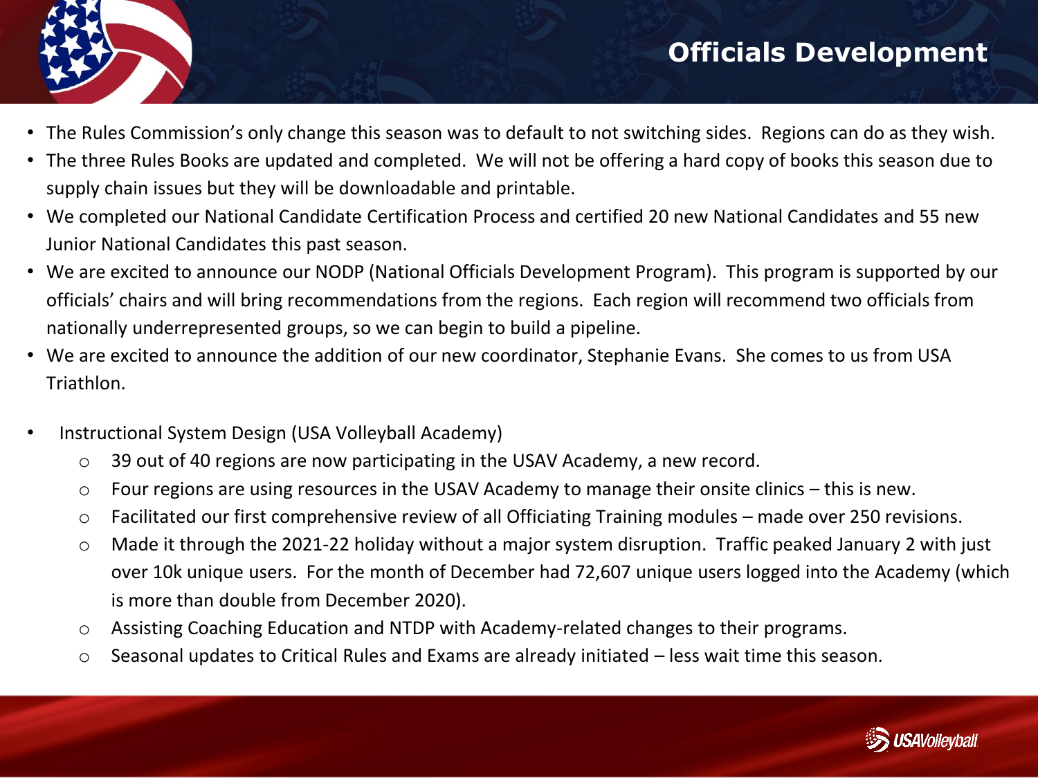# Officials Development

- The Rules Commission's only change this season was to default to not switching sides. Regions can do as they wish.
- The three Rules Books are updated and completed. We will not be offering a hard copy of books this season due to supply chain issues but they will be downloadable and printable.
- We completed our National Candidate Certification Process and certified 20 new National Candidates and 55 new Junior National Candidates this past season.
- We are excited to announce our NODP (National Officials Development Program). This program is supported by our officials' chairs and will bring recommendations from the regions. Each region will recommend two officials from nationally underrepresented groups, so we can begin to build a pipeline.
- We are excited to announce the addition of our new coordinator, Stephanie Evans. She comes to us from USA Triathlon.

- Instructional System Design (USA Volleyball Academy)
  - 39 out of 40 regions are now participating in the USAV Academy, a new record.
  - Four regions are using resources in the USAV Academy to manage their onsite clinics – this is new.
  - Facilitated our first comprehensive review of all Officiating Training modules – made over 250 revisions.
  - Made it through the 2021-22 holiday without a major system disruption. Traffic peaked January 2 with just over 10k unique users. For the month of December had 72,607 unique users logged into the Academy (which is more than double from December 2020).
  - Assisting Coaching Education and NTDP with Academy-related changes to their programs.
  - Seasonal updates to Critical Rules and Exams are already initiated – less wait time this season.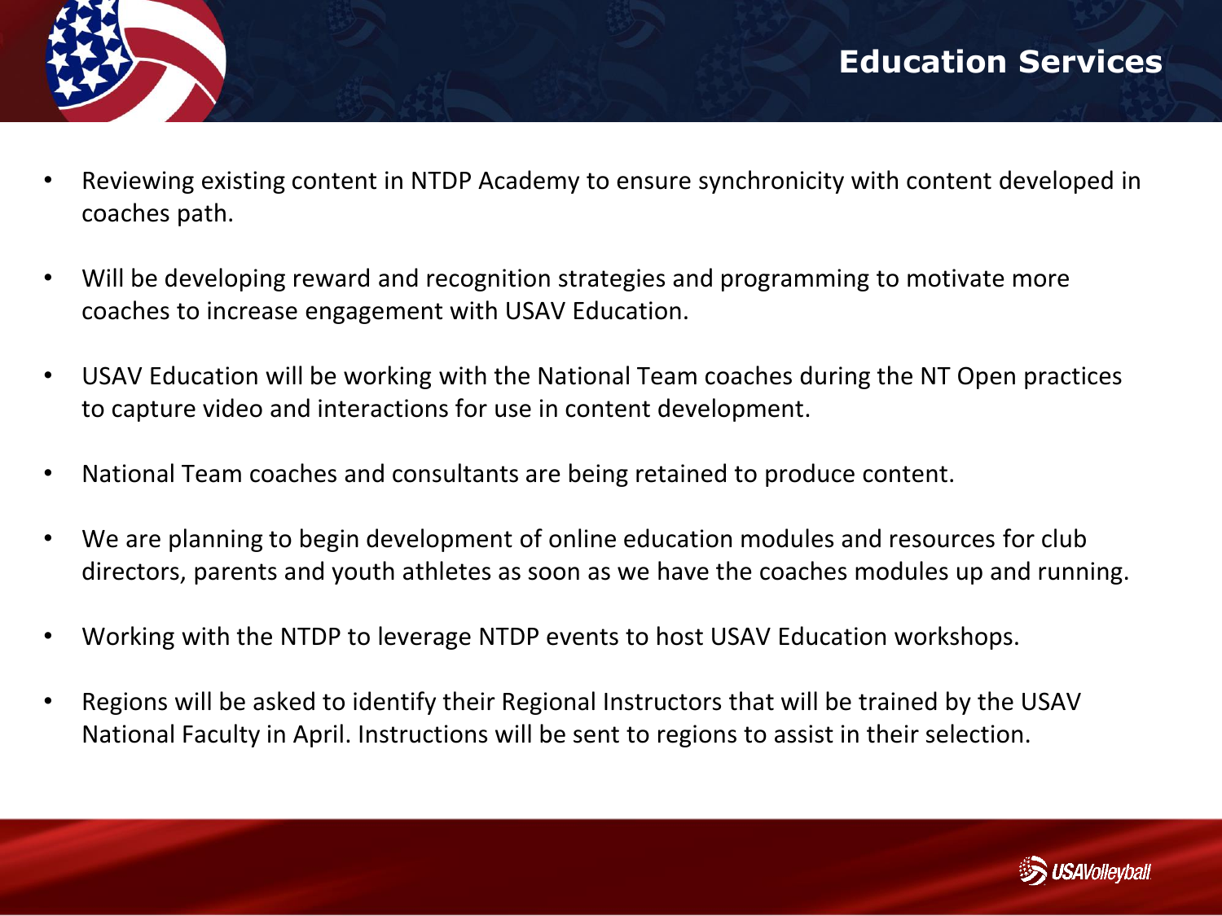# Education Services

- Reviewing existing content in NTDP Academy to ensure synchronicity with content developed in coaches path.

- Will be developing reward and recognition strategies and programming to motivate more coaches to increase engagement with USAV Education.

- USAV Education will be working with the National Team coaches during the NT Open practices to capture video and interactions for use in content development.

- National Team coaches and consultants are being retained to produce content.

- We are planning to begin development of online education modules and resources for club directors, parents and youth athletes as soon as we have the coaches modules up and running.

- Working with the NTDP to leverage NTDP events to host USAV Education workshops.

- Regions will be asked to identify their Regional Instructors that will be trained by the USAV National Faculty in April. Instructions will be sent to regions to assist in their selection.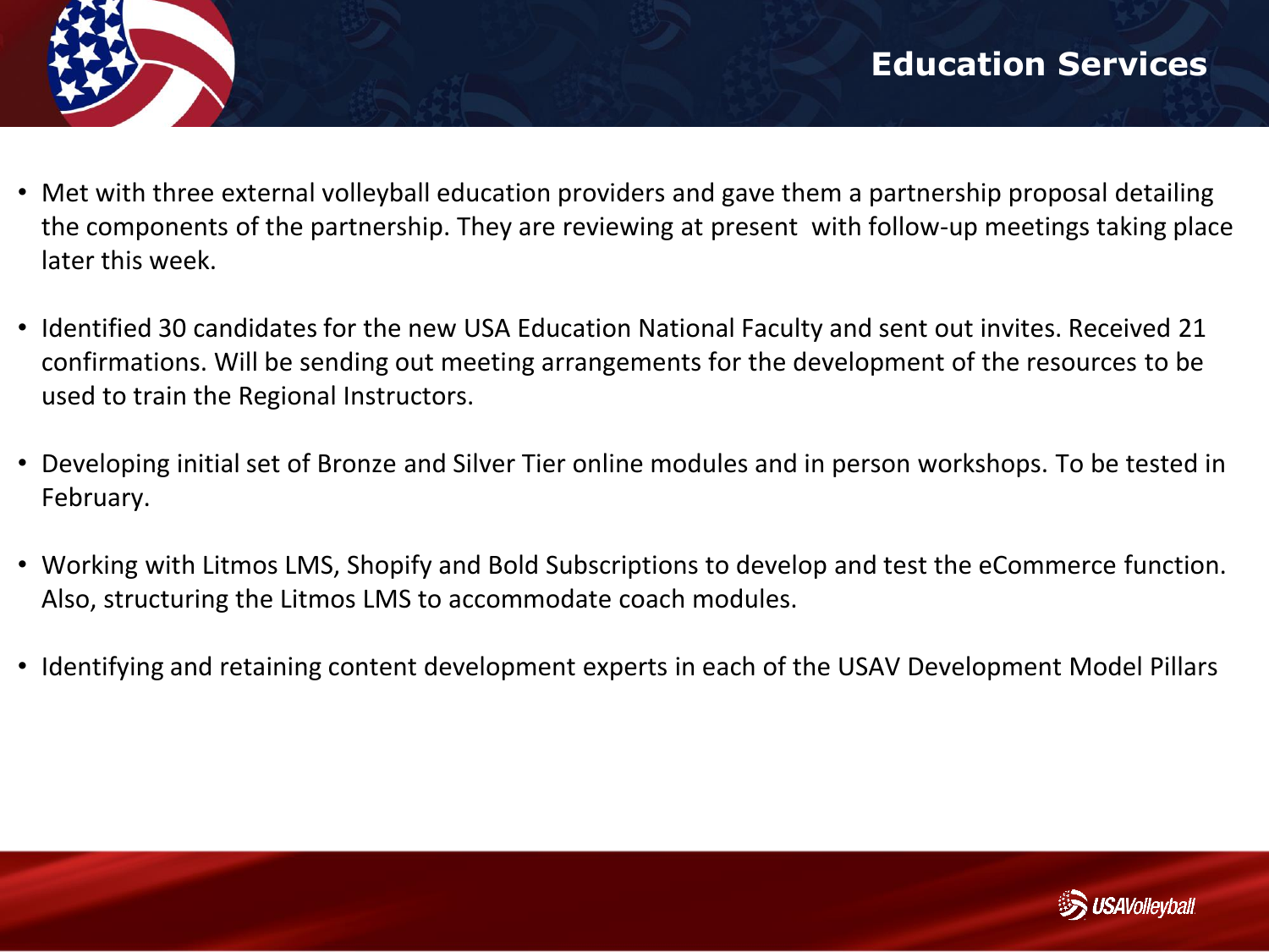# Education Services

- Met with three external volleyball education providers and gave them a partnership proposal detailing the components of the partnership. They are reviewing at present with follow-up meetings taking place later this week.
- Identified 30 candidates for the new USA Education National Faculty and sent out invites. Received 21 confirmations. Will be sending out meeting arrangements for the development of the resources to be used to train the Regional Instructors.
- Developing initial set of Bronze and Silver Tier online modules and in person workshops. To be tested in February.
- Working with Litmos LMS, Shopify and Bold Subscriptions to develop and test the eCommerce function. Also, structuring the Litmos LMS to accommodate coach modules.
- Identifying and retaining content development experts in each of the USAV Development Model Pillars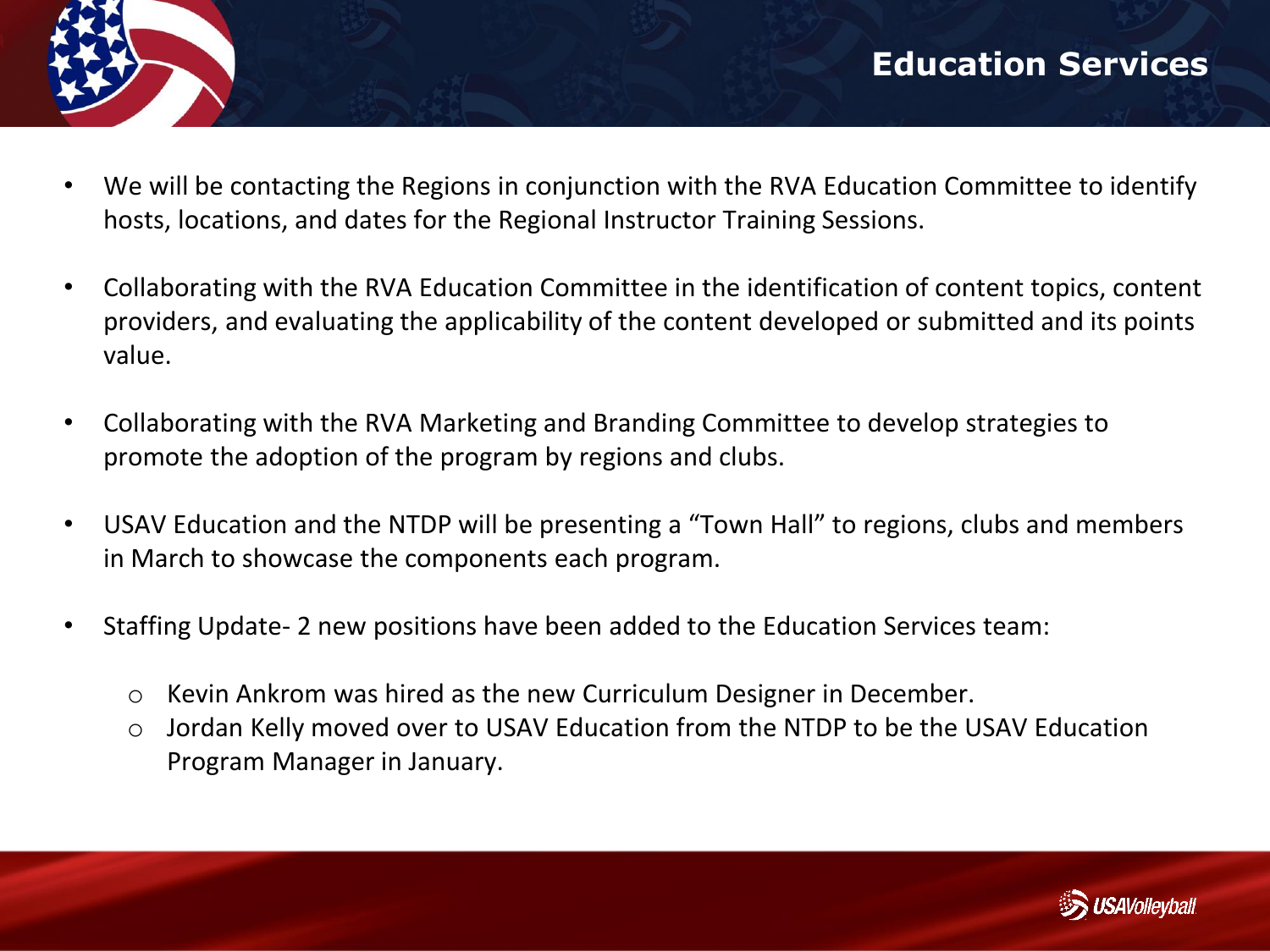# Education Services

- We will be contacting the Regions in conjunction with the RVA Education Committee to identify hosts, locations, and dates for the Regional Instructor Training Sessions.
- Collaborating with the RVA Education Committee in the identification of content topics, content providers, and evaluating the applicability of the content developed or submitted and its points value.
- Collaborating with the RVA Marketing and Branding Committee to develop strategies to promote the adoption of the program by regions and clubs.
- USAV Education and the NTDP will be presenting a "Town Hall" to regions, clubs and members in March to showcase the components each program.
- Staffing Update- 2 new positions have been added to the Education Services team:
  - Kevin Ankrom was hired as the new Curriculum Designer in December.
  - Jordan Kelly moved over to USAV Education from the NTDP to be the USAV Education Program Manager in January.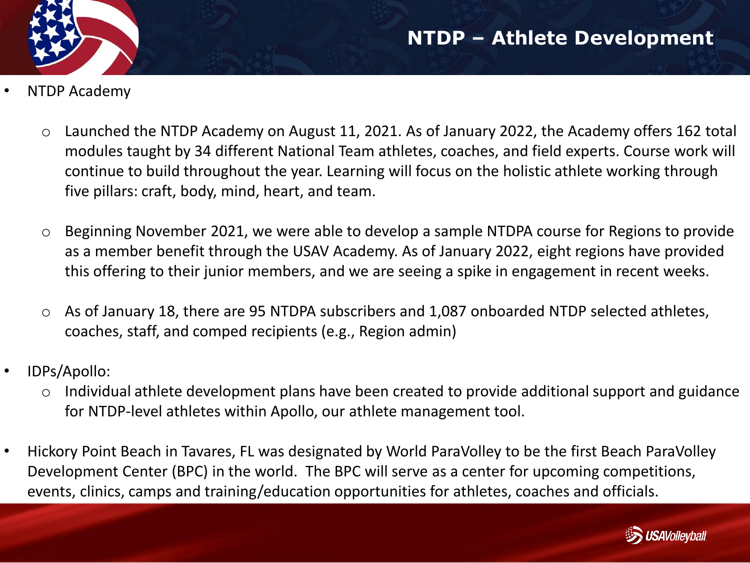# NTDP – Athlete Development

- NTDP Academy
  - Launched the NTDP Academy on August 11, 2021. As of January 2022, the Academy offers 162 total modules taught by 34 different National Team athletes, coaches, and field experts. Course work will continue to build throughout the year. Learning will focus on the holistic athlete working through five pillars: craft, body, mind, heart, and team.
  - Beginning November 2021, we were able to develop a sample NTDPA course for Regions to provide as a member benefit through the USAV Academy. As of January 2022, eight regions have provided this offering to their junior members, and we are seeing a spike in engagement in recent weeks.
  - As of January 18, there are 95 NTDPA subscribers and 1,087 onboarded NTDP selected athletes, coaches, staff, and comped recipients (e.g., Region admin)
- IDPs/Apollo:
  - Individual athlete development plans have been created to provide additional support and guidance for NTDP-level athletes within Apollo, our athlete management tool.
- Hickory Point Beach in Tavares, FL was designated by World ParaVolley to be the first Beach ParaVolley Development Center (BPC) in the world. The BPC will serve as a center for upcoming competitions, events, clinics, camps and training/education opportunities for athletes, coaches and officials.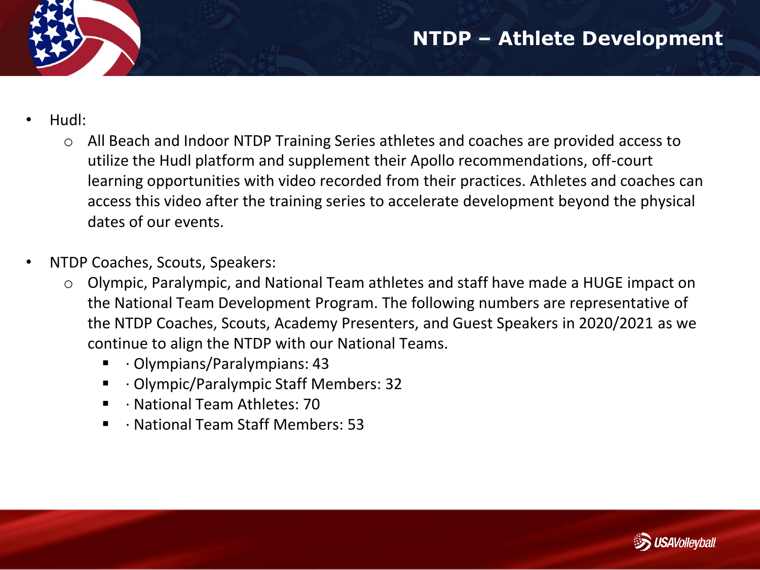# NTDP – Athlete Development

- Hudl:
  - All Beach and Indoor NTDP Training Series athletes and coaches are provided access to utilize the Hudl platform and supplement their Apollo recommendations, off-court learning opportunities with video recorded from their practices. Athletes and coaches can access this video after the training series to accelerate development beyond the physical dates of our events.

- NTDP Coaches, Scouts, Speakers:
  - Olympic, Paralympic, and National Team athletes and staff have made a HUGE impact on the National Team Development Program. The following numbers are representative of the NTDP Coaches, Scouts, Academy Presenters, and Guest Speakers in 2020/2021 as we continue to align the NTDP with our National Teams.
    - · Olympians/Paralympians: 43
    - · Olympic/Paralympic Staff Members: 32
    - · National Team Athletes: 70
    - · National Team Staff Members: 53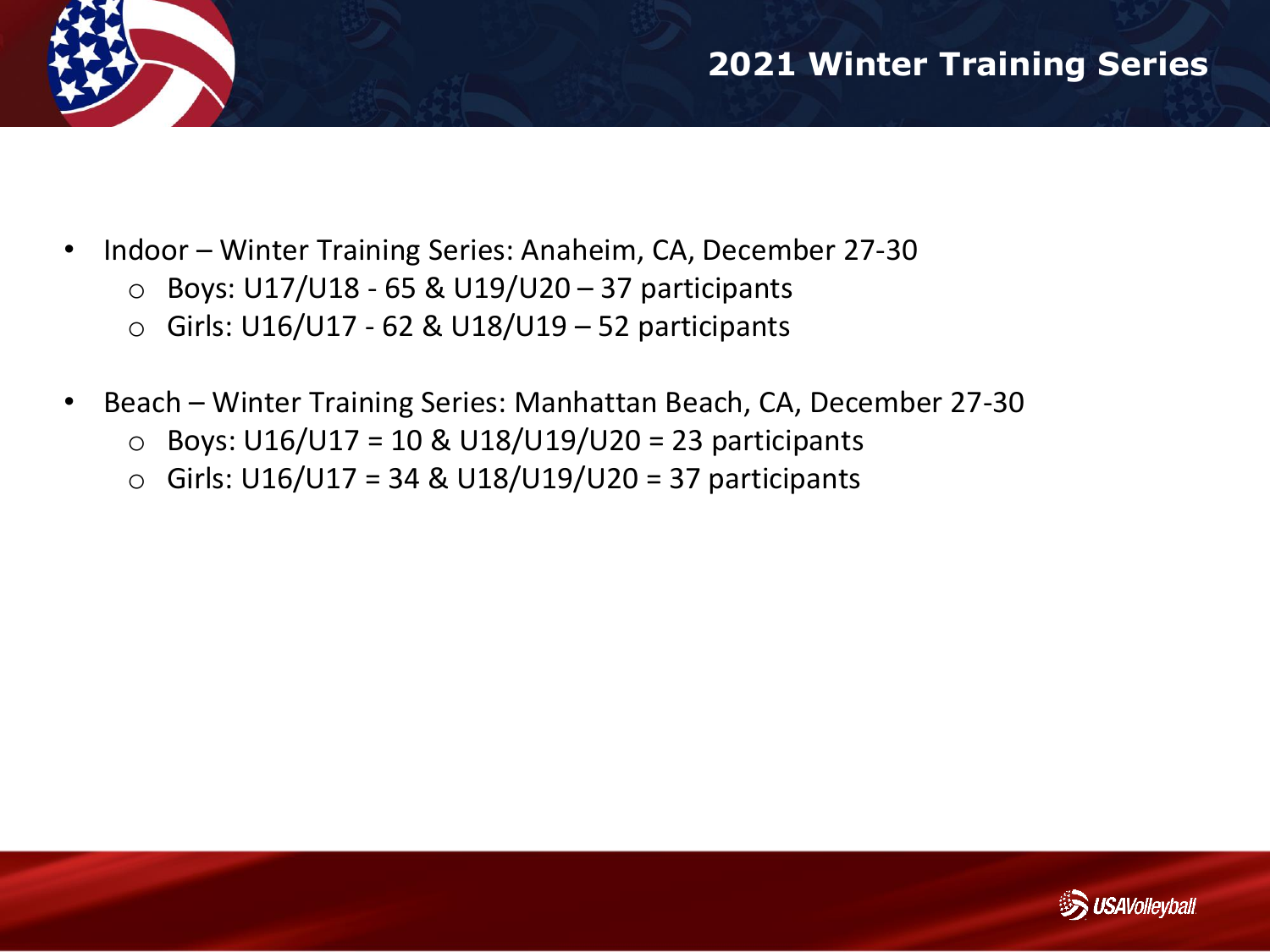## 2021 Winter Training Series

- Indoor – Winter Training Series: Anaheim, CA, December 27-30
    - Boys: U17/U18 - 65 & U19/U20 – 37 participants
    - Girls: U16/U17 - 62 & U18/U19 – 52 participants

- Beach – Winter Training Series: Manhattan Beach, CA, December 27-30
    - Boys: U16/U17 = 10 & U18/U19/U20 = 23 participants
    - Girls: U16/U17 = 34 & U18/U19/U20 = 37 participants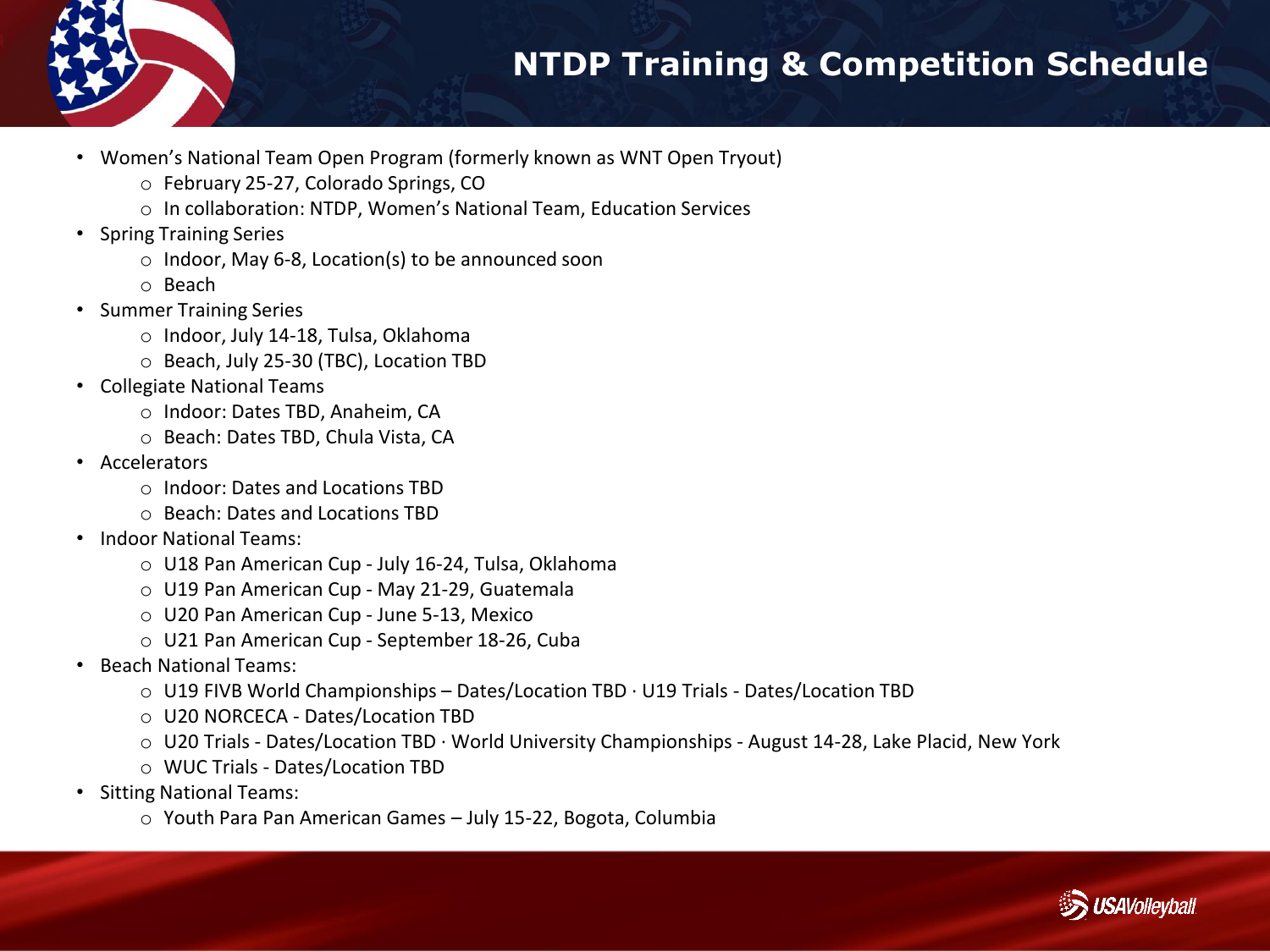# NTDP Training & Competition Schedule

- Women's National Team Open Program (formerly known as WNT Open Tryout)
  - February 25-27, Colorado Springs, CO
  - In collaboration: NTDP, Women's National Team, Education Services
- Spring Training Series
  - Indoor, May 6-8, Location(s) to be announced soon
  - Beach
- Summer Training Series
  - Indoor, July 14-18, Tulsa, Oklahoma
  - Beach, July 25-30 (TBC), Location TBD
- Collegiate National Teams
  - Indoor: Dates TBD, Anaheim, CA
  - Beach: Dates TBD, Chula Vista, CA
- Accelerators
  - Indoor: Dates and Locations TBD
  - Beach: Dates and Locations TBD
- Indoor National Teams:
  - U18 Pan American Cup - July 16-24, Tulsa, Oklahoma
  - U19 Pan American Cup - May 21-29, Guatemala
  - U20 Pan American Cup - June 5-13, Mexico
  - U21 Pan American Cup - September 18-26, Cuba
- Beach National Teams:
  - U19 FIVB World Championships – Dates/Location TBD · U19 Trials - Dates/Location TBD
  - U20 NORCECA - Dates/Location TBD
  - U20 Trials - Dates/Location TBD · World University Championships - August 14-28, Lake Placid, New York
  - WUC Trials - Dates/Location TBD
- Sitting National Teams:
  - Youth Para Pan American Games – July 15-22, Bogota, Columbia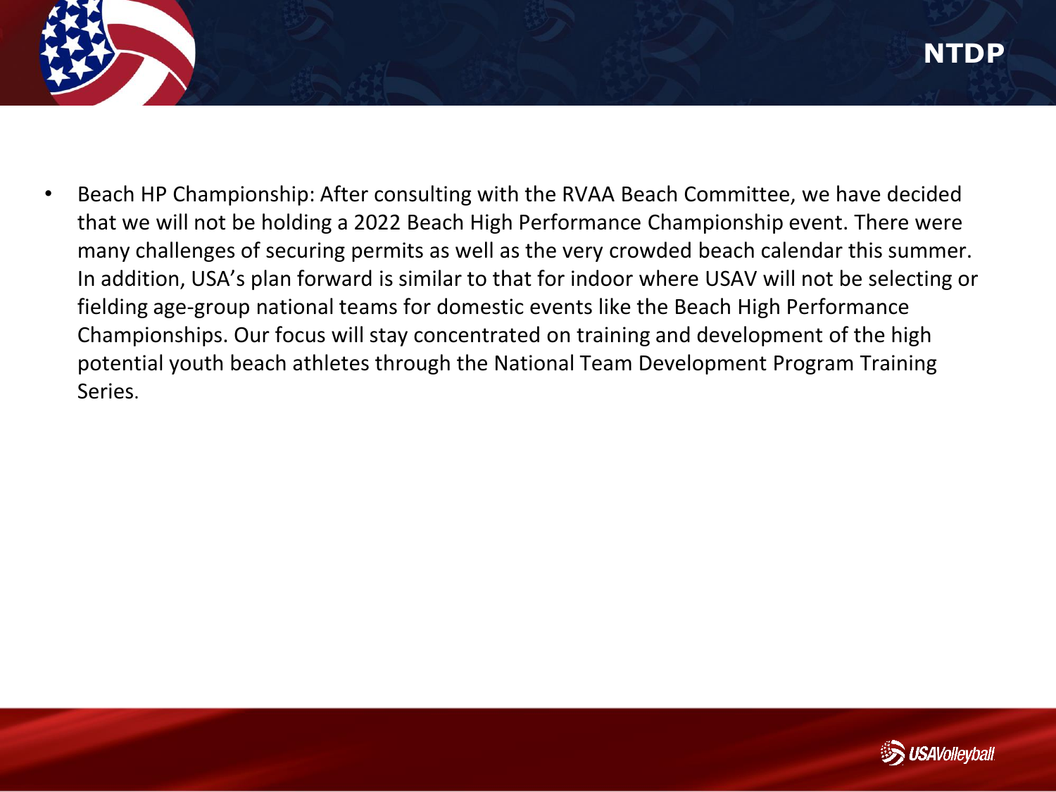- Beach HP Championship: After consulting with the RVAA Beach Committee, we have decided that we will not be holding a 2022 Beach High Performance Championship event. There were many challenges of securing permits as well as the very crowded beach calendar this summer. In addition, USA's plan forward is similar to that for indoor where USAV will not be selecting or fielding age-group national teams for domestic events like the Beach High Performance Championships. Our focus will stay concentrated on training and development of the high potential youth beach athletes through the National Team Development Program Training Series.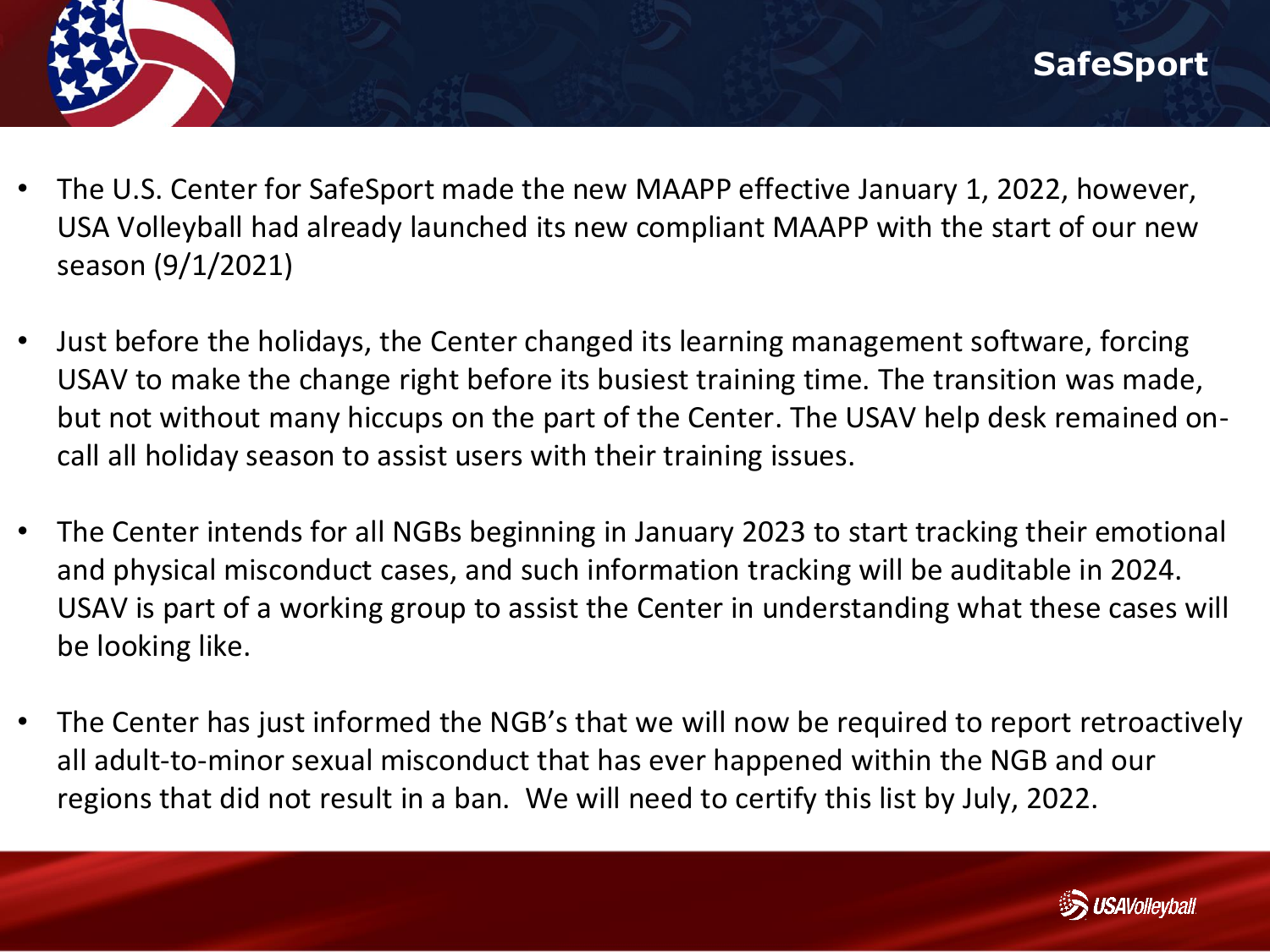# SafeSport

- The U.S. Center for SafeSport made the new MAAPP effective January 1, 2022, however, USA Volleyball had already launched its new compliant MAAPP with the start of our new season (9/1/2021)

- Just before the holidays, the Center changed its learning management software, forcing USAV to make the change right before its busiest training time. The transition was made, but not without many hiccups on the part of the Center. The USAV help desk remained on-call all holiday season to assist users with their training issues.

- The Center intends for all NGBs beginning in January 2023 to start tracking their emotional and physical misconduct cases, and such information tracking will be auditable in 2024. USAV is part of a working group to assist the Center in understanding what these cases will be looking like.

- The Center has just informed the NGB's that we will now be required to report retroactively all adult-to-minor sexual misconduct that has ever happened within the NGB and our regions that did not result in a ban. We will need to certify this list by July, 2022.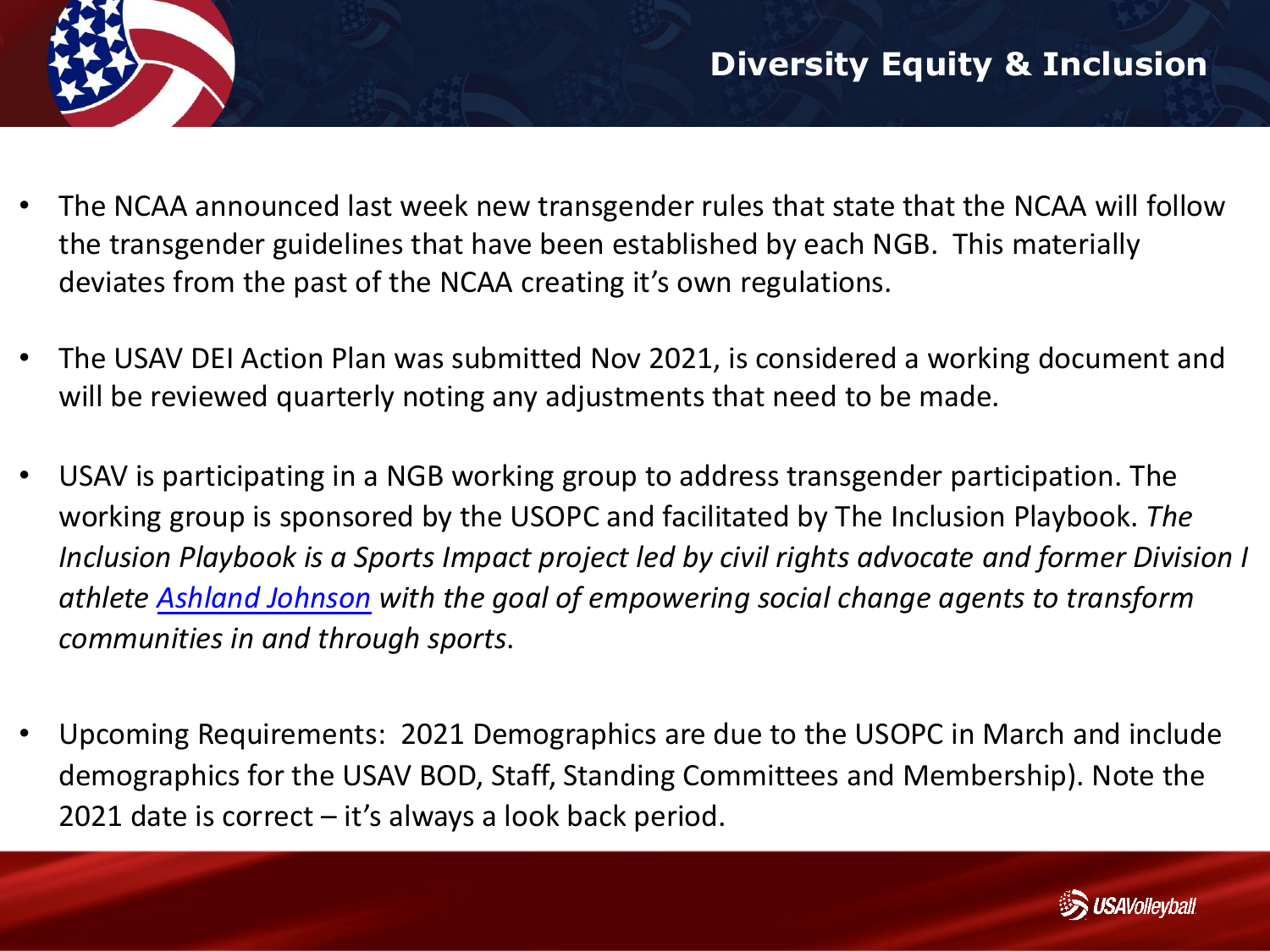# Diversity Equity & Inclusion

- The NCAA announced last week new transgender rules that state that the NCAA will follow the transgender guidelines that have been established by each NGB. This materially deviates from the past of the NCAA creating it's own regulations.
- The USAV DEI Action Plan was submitted Nov 2021, is considered a working document and will be reviewed quarterly noting any adjustments that need to be made.
- USAV is participating in a NGB working group to address transgender participation. The working group is sponsored by the USOPC and facilitated by The Inclusion Playbook. *The Inclusion Playbook is a Sports Impact project led by civil rights advocate and former Division I athlete Ashland Johnson with the goal of empowering social change agents to transform communities in and through sports.*
- Upcoming Requirements: 2021 Demographics are due to the USOPC in March and include demographics for the USAV BOD, Staff, Standing Committees and Membership). Note the 2021 date is correct – it's always a look back period.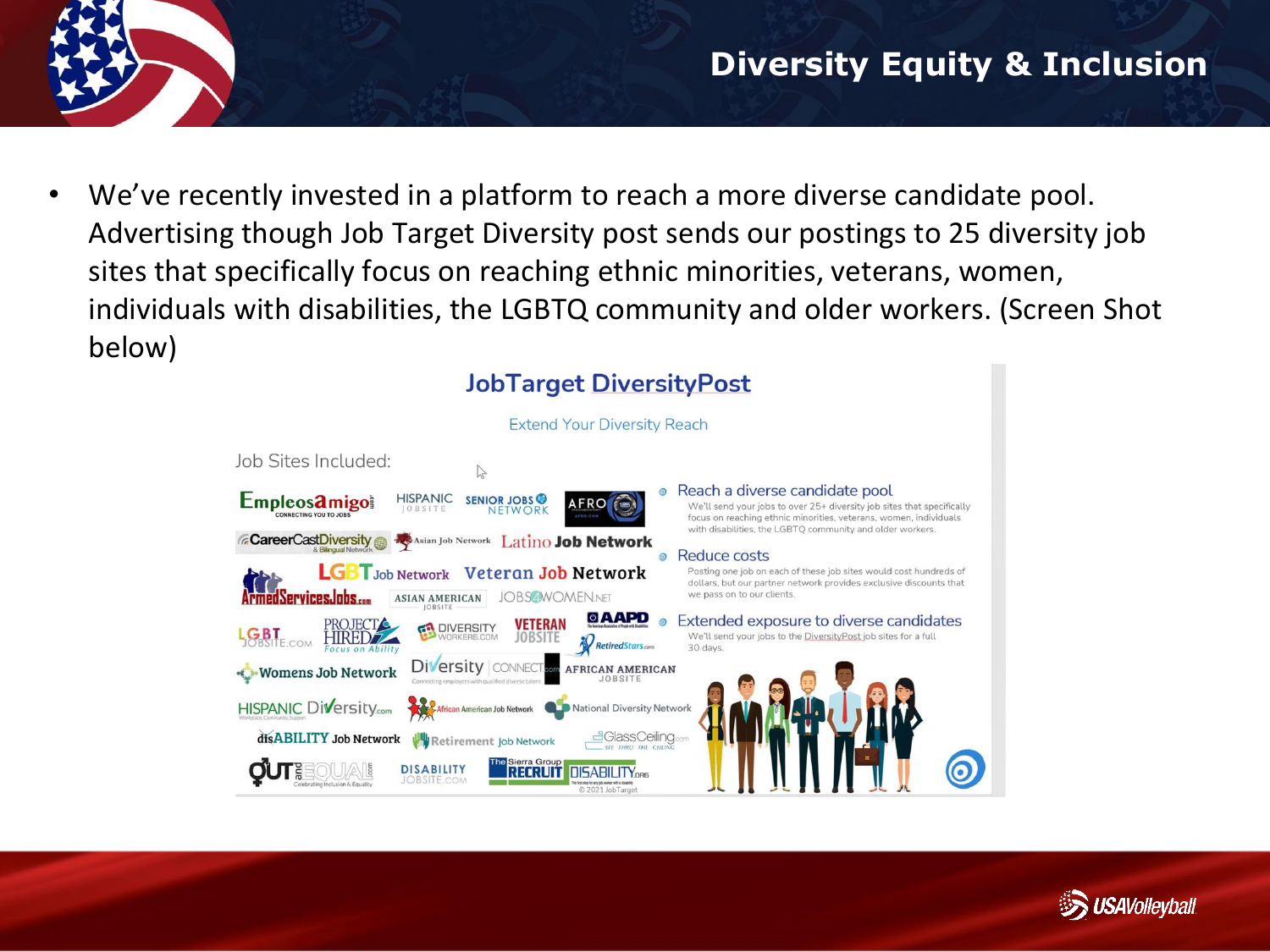# Diversity Equity & Inclusion

- We've recently invested in a platform to reach a more diverse candidate pool. Advertising though Job Target Diversity post sends our postings to 25 diversity job sites that specifically focus on reaching ethnic minorities, veterans, women, individuals with disabilities, the LGBTQ community and older workers. (Screen Shot below)

## JobTarget DiversityPost

Extend Your Diversity Reach

Job Sites Included:

Empleos amigo, Hispanic Jobsite, Senior Jobs Network, Afro, CareerCastDiversity & Bilingual Network, Asian Job Network, Latino Job Network, ArmedServicesJobs.com, LGBT Job Network, Veteran Job Network, Asian American Jobsite, Jobs4Women.net, LGBT Jobsite.com, Project Hired Focus on Ability, Diversity Workers.com, Veteran Jobsite, AAPD, RetiredStars.com, Womens Job Network, Diversity Connect.com, African American Jobsite, Hispanic Diversity.com, African American Job Network, National Diversity Network, disABILITY Job Network, Retirement Job Network, GlassCeiling.com, Out and Equal, Disability Jobsite.com, The Sierra Group Recruit Disability.org

- **Reach a diverse candidate pool**
  We'll send your jobs to over 25+ diversity job sites that specifically focus on reaching ethnic minorities, veterans, women, individuals with disabilities, the LGBTQ community and older workers.
- **Reduce costs**
  Posting one job on each of these job sites would cost hundreds of dollars, but our partner network provides exclusive discounts that we pass on to our clients.
- **Extended exposure to diverse candidates**
  We'll send your jobs to the DiversityPost job sites for a full 30 days.

© 2021 JobTarget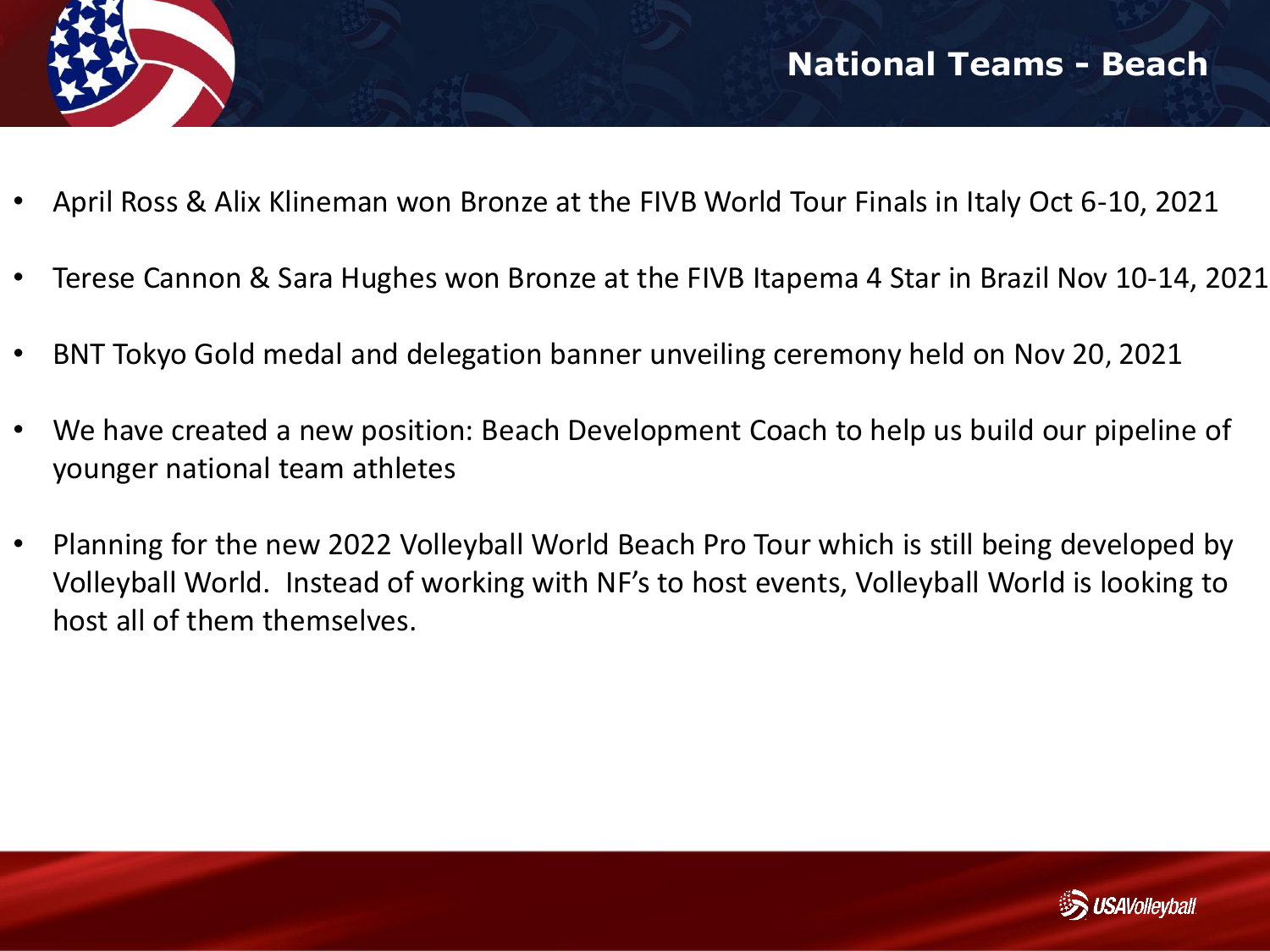# National Teams - Beach

- April Ross & Alix Klineman won Bronze at the FIVB World Tour Finals in Italy Oct 6-10, 2021
- Terese Cannon & Sara Hughes won Bronze at the FIVB Itapema 4 Star in Brazil Nov 10-14, 2021
- BNT Tokyo Gold medal and delegation banner unveiling ceremony held on Nov 20, 2021
- We have created a new position: Beach Development Coach to help us build our pipeline of younger national team athletes
- Planning for the new 2022 Volleyball World Beach Pro Tour which is still being developed by Volleyball World.  Instead of working with NF's to host events, Volleyball World is looking to host all of them themselves.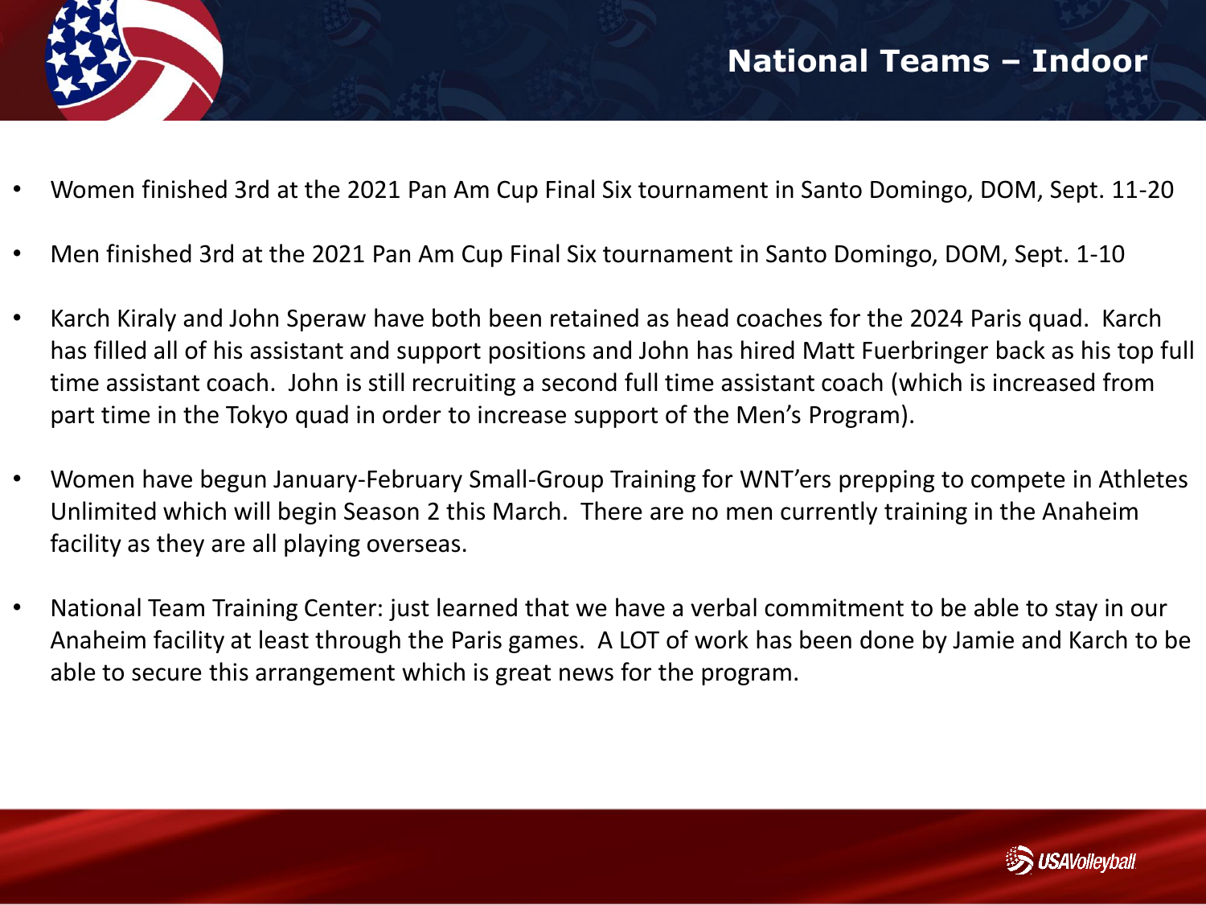# National Teams – Indoor

- Women finished 3rd at the 2021 Pan Am Cup Final Six tournament in Santo Domingo, DOM, Sept. 11-20
- Men finished 3rd at the 2021 Pan Am Cup Final Six tournament in Santo Domingo, DOM, Sept. 1-10
- Karch Kiraly and John Speraw have both been retained as head coaches for the 2024 Paris quad. Karch has filled all of his assistant and support positions and John has hired Matt Fuerbringer back as his top full time assistant coach. John is still recruiting a second full time assistant coach (which is increased from part time in the Tokyo quad in order to increase support of the Men's Program).
- Women have begun January-February Small-Group Training for WNT'ers prepping to compete in Athletes Unlimited which will begin Season 2 this March. There are no men currently training in the Anaheim facility as they are all playing overseas.
- National Team Training Center: just learned that we have a verbal commitment to be able to stay in our Anaheim facility at least through the Paris games. A LOT of work has been done by Jamie and Karch to be able to secure this arrangement which is great news for the program.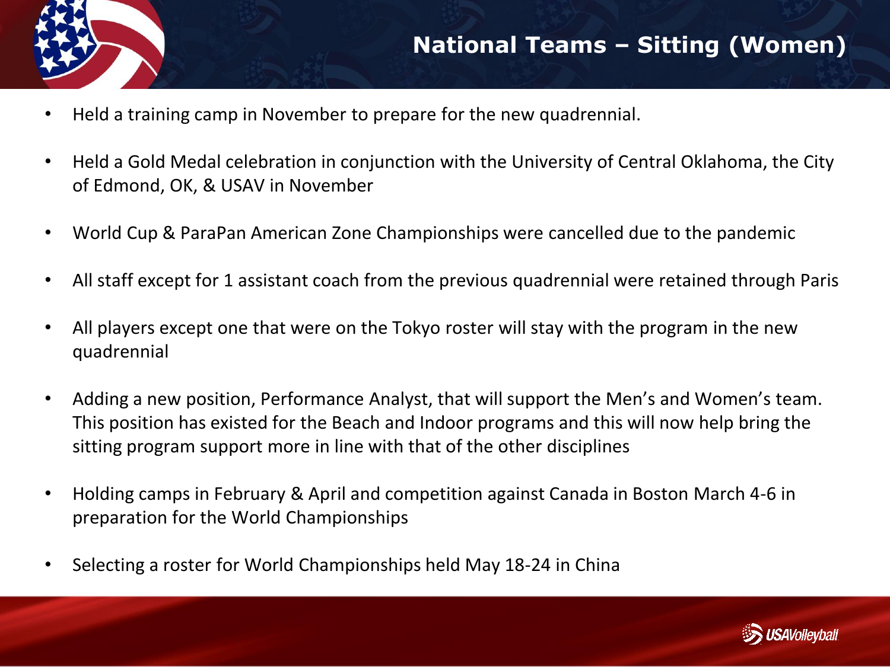# National Teams – Sitting (Women)

- Held a training camp in November to prepare for the new quadrennial.
- Held a Gold Medal celebration in conjunction with the University of Central Oklahoma, the City of Edmond, OK, & USAV in November
- World Cup & ParaPan American Zone Championships were cancelled due to the pandemic
- All staff except for 1 assistant coach from the previous quadrennial were retained through Paris
- All players except one that were on the Tokyo roster will stay with the program in the new quadrennial
- Adding a new position, Performance Analyst, that will support the Men's and Women's team. This position has existed for the Beach and Indoor programs and this will now help bring the sitting program support more in line with that of the other disciplines
- Holding camps in February & April and competition against Canada in Boston March 4-6 in preparation for the World Championships
- Selecting a roster for World Championships held May 18-24 in China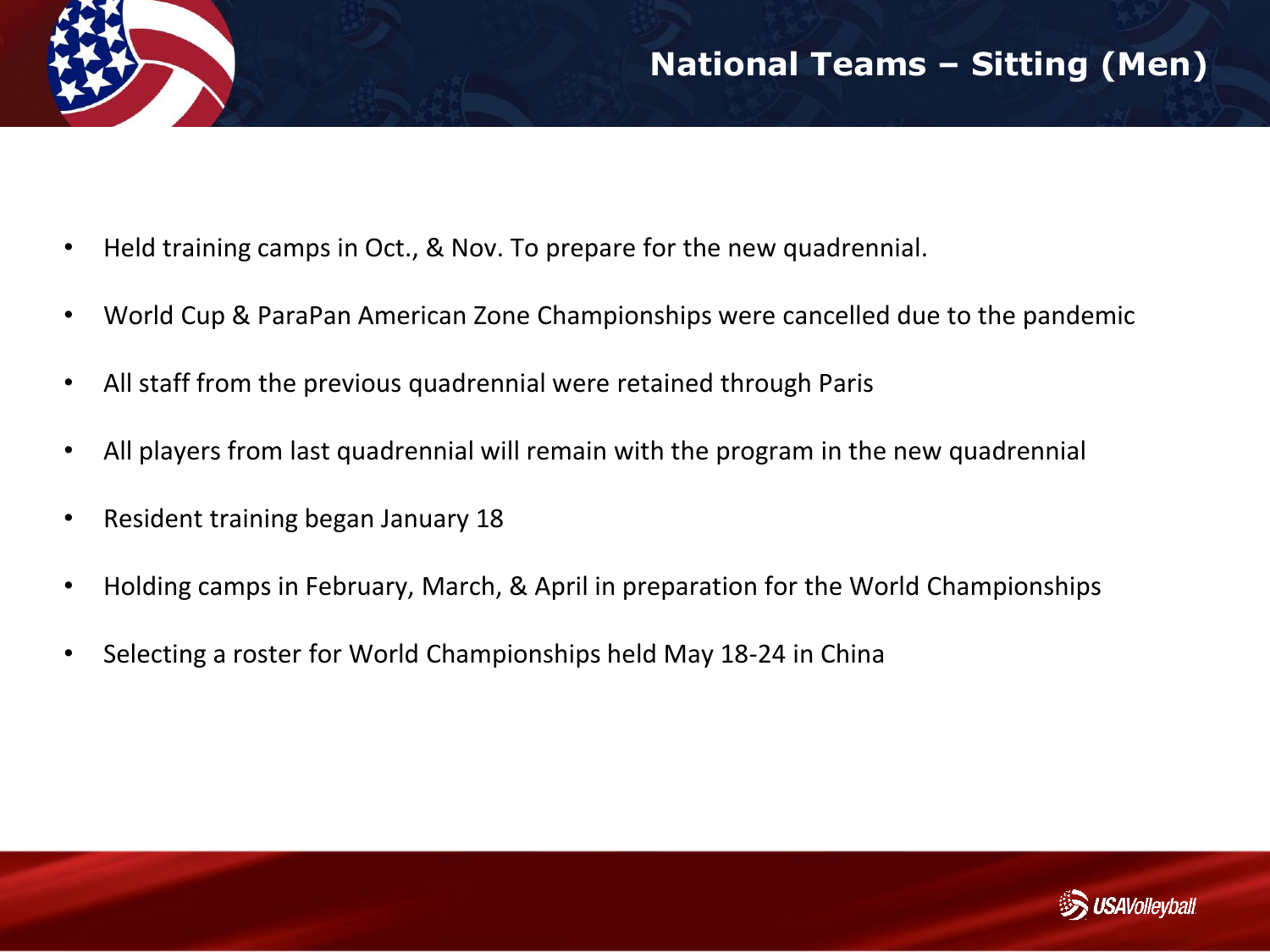# National Teams – Sitting (Men)

- Held training camps in Oct., & Nov. To prepare for the new quadrennial.
- World Cup & ParaPan American Zone Championships were cancelled due to the pandemic
- All staff from the previous quadrennial were retained through Paris
- All players from last quadrennial will remain with the program in the new quadrennial
- Resident training began January 18
- Holding camps in February, March, & April in preparation for the World Championships
- Selecting a roster for World Championships held May 18-24 in China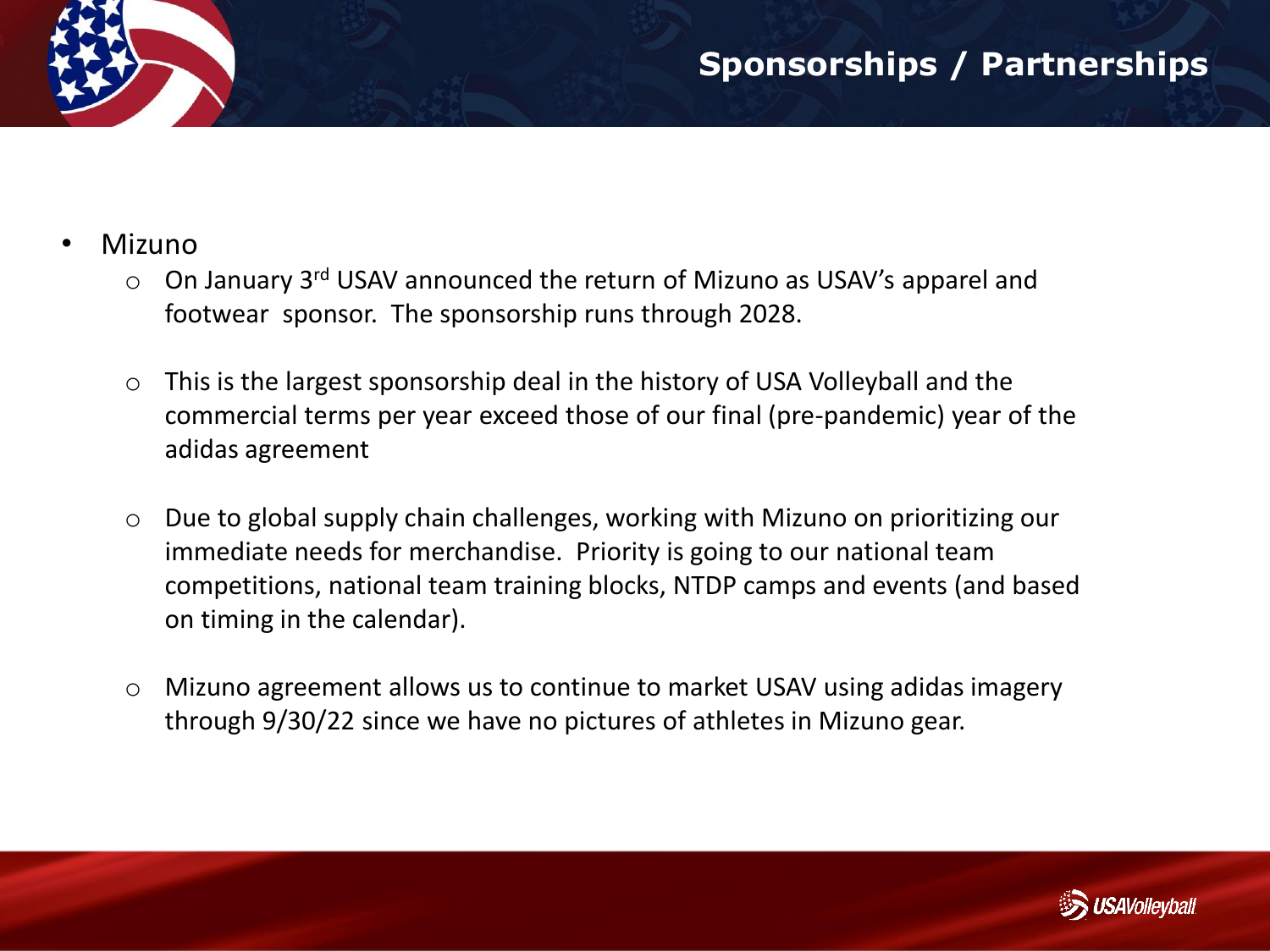## Sponsorships / Partnerships

- Mizuno
  - On January 3rd USAV announced the return of Mizuno as USAV's apparel and footwear sponsor. The sponsorship runs through 2028.
  - This is the largest sponsorship deal in the history of USA Volleyball and the commercial terms per year exceed those of our final (pre-pandemic) year of the adidas agreement
  - Due to global supply chain challenges, working with Mizuno on prioritizing our immediate needs for merchandise. Priority is going to our national team competitions, national team training blocks, NTDP camps and events (and based on timing in the calendar).
  - Mizuno agreement allows us to continue to market USAV using adidas imagery through 9/30/22 since we have no pictures of athletes in Mizuno gear.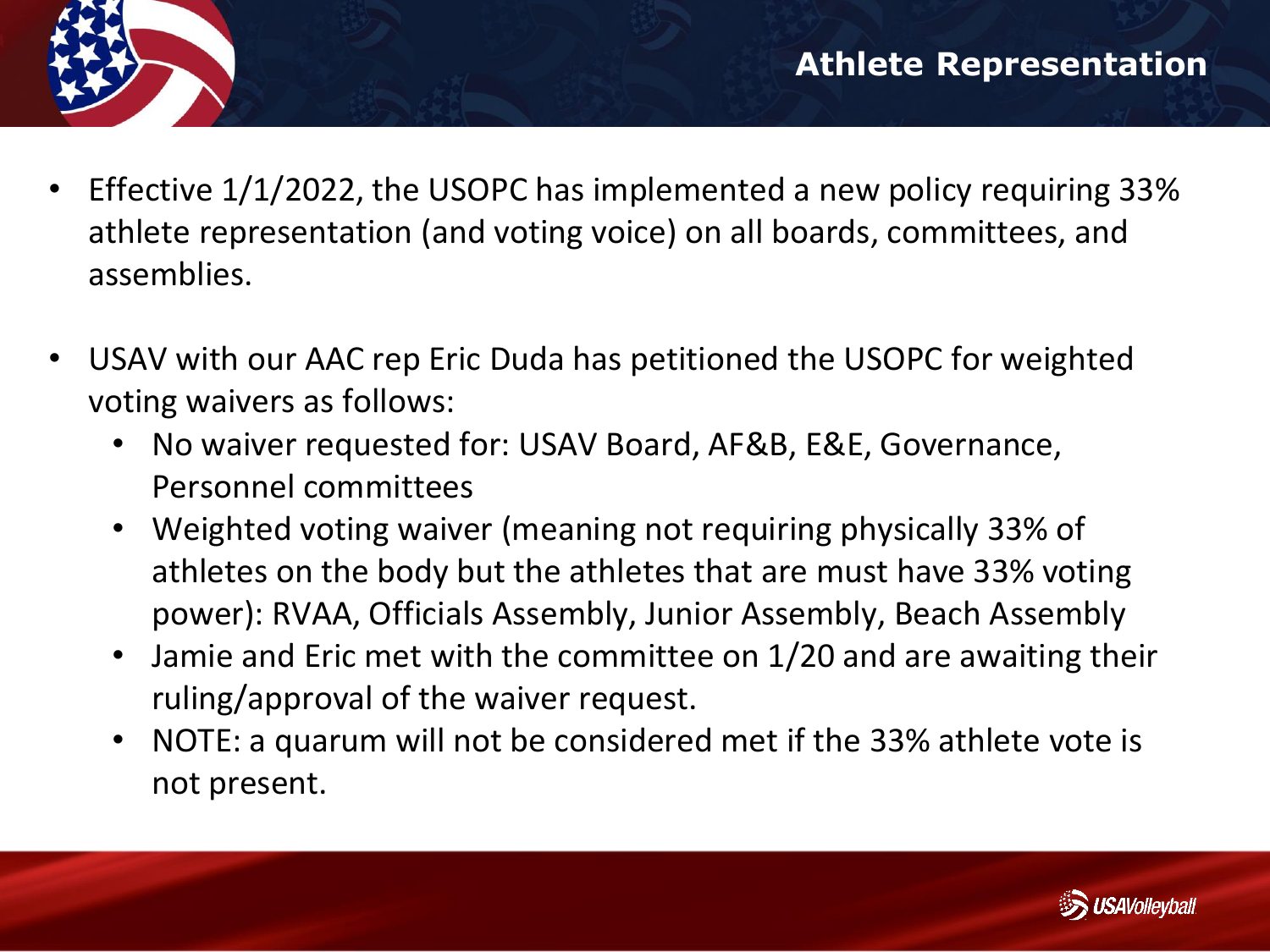## Athlete Representation

- Effective 1/1/2022, the USOPC has implemented a new policy requiring 33% athlete representation (and voting voice) on all boards, committees, and assemblies.
- USAV with our AAC rep Eric Duda has petitioned the USOPC for weighted voting waivers as follows:
  - No waiver requested for: USAV Board, AF&B, E&E, Governance, Personnel committees
  - Weighted voting waiver (meaning not requiring physically 33% of athletes on the body but the athletes that are must have 33% voting power): RVAA, Officials Assembly, Junior Assembly, Beach Assembly
  - Jamie and Eric met with the committee on 1/20 and are awaiting their ruling/approval of the waiver request.
  - NOTE: a quarum will not be considered met if the 33% athlete vote is not present.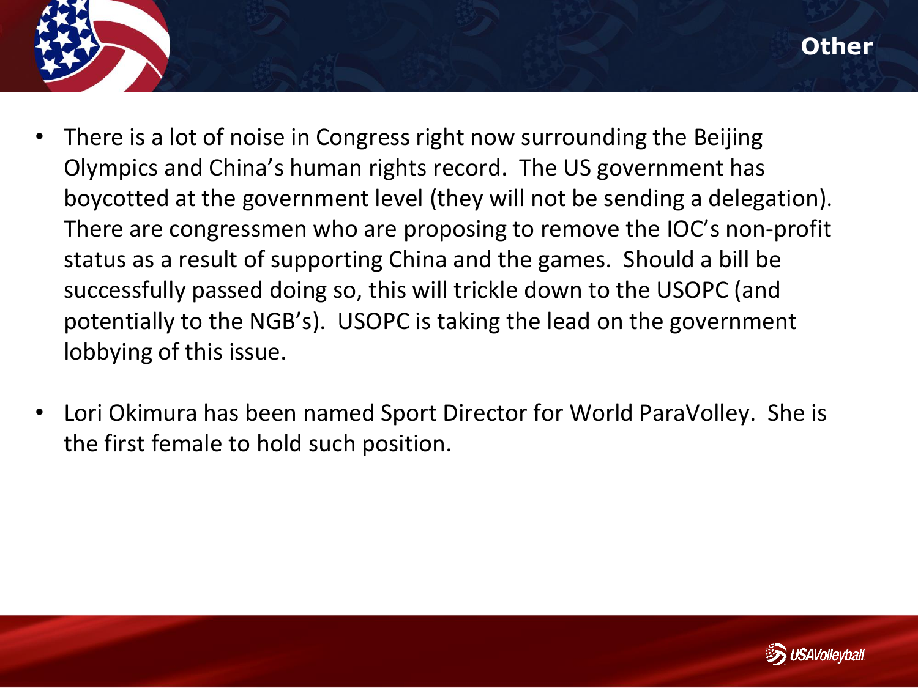# Other

- There is a lot of noise in Congress right now surrounding the Beijing Olympics and China's human rights record. The US government has boycotted at the government level (they will not be sending a delegation). There are congressmen who are proposing to remove the IOC's non-profit status as a result of supporting China and the games. Should a bill be successfully passed doing so, this will trickle down to the USOPC (and potentially to the NGB's). USOPC is taking the lead on the government lobbying of this issue.

- Lori Okimura has been named Sport Director for World ParaVolley. She is the first female to hold such position.